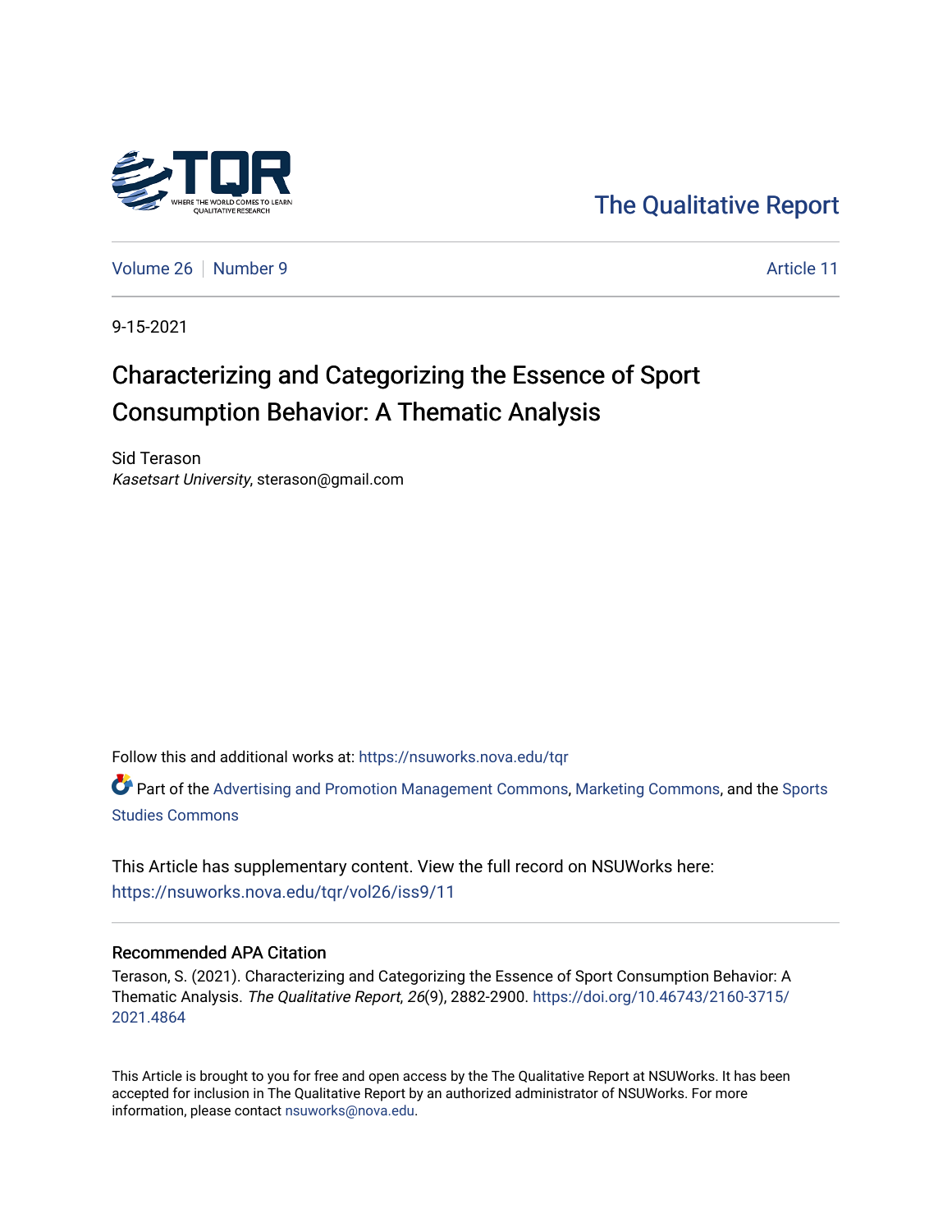The Qualitative Report

Volume 26 | Number 9 | Article 11

9-15-2021

# Characterizing and Categorizing the Essence of Sport Consumption Behavior: A Thematic Analysis

Sid Terason
*Kasetsart University*, sterason@gmail.com

Follow this and additional works at: https://nsuworks.nova.edu/tqr

Part of the Advertising and Promotion Management Commons, Marketing Commons, and the Sports Studies Commons

This Article has supplementary content. View the full record on NSUWorks here: https://nsuworks.nova.edu/tqr/vol26/iss9/11

## Recommended APA Citation

Terason, S. (2021). Characterizing and Categorizing the Essence of Sport Consumption Behavior: A Thematic Analysis. *The Qualitative Report*, *26*(9), 2882-2900. https://doi.org/10.46743/2160-3715/2021.4864

This Article is brought to you for free and open access by the The Qualitative Report at NSUWorks. It has been accepted for inclusion in The Qualitative Report by an authorized administrator of NSUWorks. For more information, please contact nsuworks@nova.edu.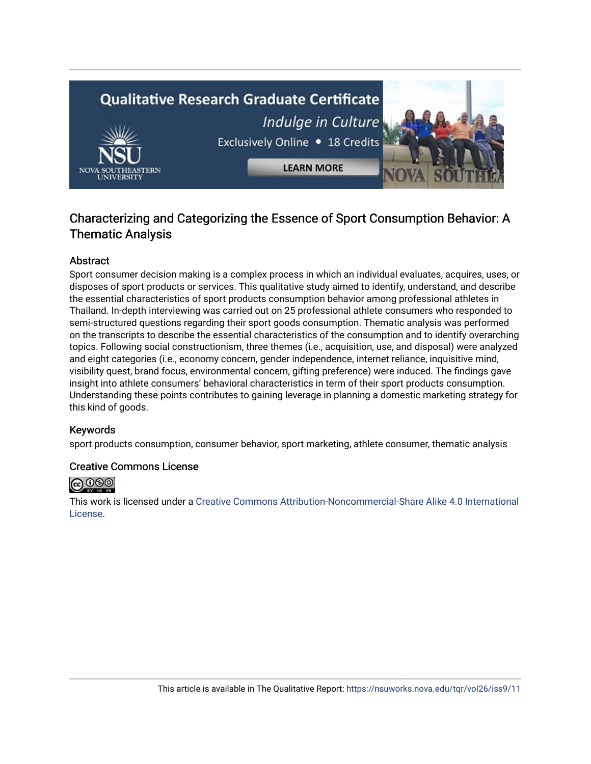# Characterizing and Categorizing the Essence of Sport Consumption Behavior: A Thematic Analysis

## Abstract

Sport consumer decision making is a complex process in which an individual evaluates, acquires, uses, or disposes of sport products or services. This qualitative study aimed to identify, understand, and describe the essential characteristics of sport products consumption behavior among professional athletes in Thailand. In-depth interviewing was carried out on 25 professional athlete consumers who responded to semi-structured questions regarding their sport goods consumption. Thematic analysis was performed on the transcripts to describe the essential characteristics of the consumption and to identify overarching topics. Following social constructionism, three themes (i.e., acquisition, use, and disposal) were analyzed and eight categories (i.e., economy concern, gender independence, internet reliance, inquisitive mind, visibility quest, brand focus, environmental concern, gifting preference) were induced. The findings gave insight into athlete consumers' behavioral characteristics in term of their sport products consumption. Understanding these points contributes to gaining leverage in planning a domestic marketing strategy for this kind of goods.

## Keywords

sport products consumption, consumer behavior, sport marketing, athlete consumer, thematic analysis

## Creative Commons License

This work is licensed under a Creative Commons Attribution-Noncommercial-Share Alike 4.0 International License.

This article is available in The Qualitative Report: https://nsuworks.nova.edu/tqr/vol26/iss9/11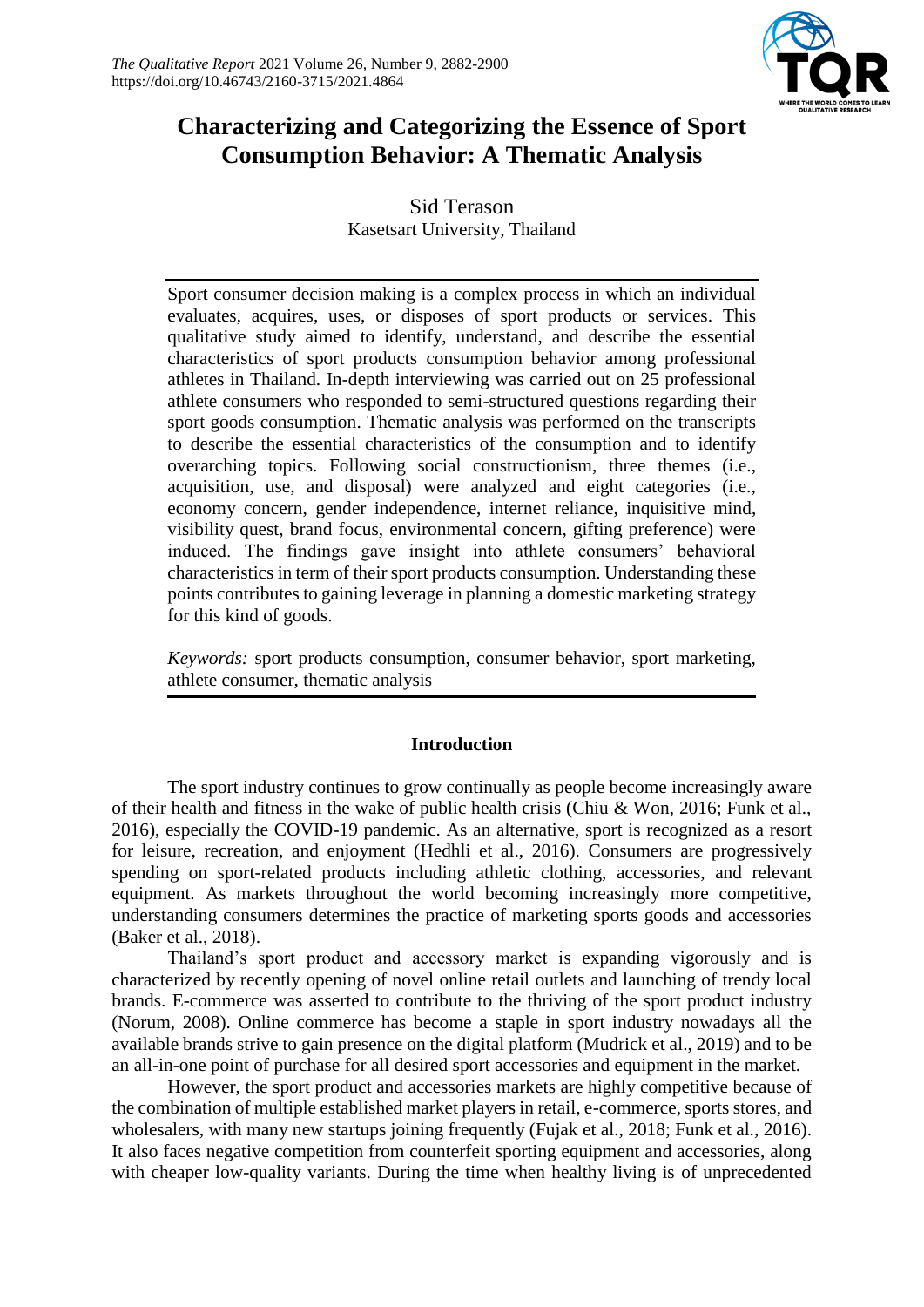# Characterizing and Categorizing the Essence of Sport Consumption Behavior: A Thematic Analysis

Sid Terason
Kasetsart University, Thailand

Sport consumer decision making is a complex process in which an individual evaluates, acquires, uses, or disposes of sport products or services. This qualitative study aimed to identify, understand, and describe the essential characteristics of sport products consumption behavior among professional athletes in Thailand. In-depth interviewing was carried out on 25 professional athlete consumers who responded to semi-structured questions regarding their sport goods consumption. Thematic analysis was performed on the transcripts to describe the essential characteristics of the consumption and to identify overarching topics. Following social constructionism, three themes (i.e., acquisition, use, and disposal) were analyzed and eight categories (i.e., economy concern, gender independence, internet reliance, inquisitive mind, visibility quest, brand focus, environmental concern, gifting preference) were induced. The findings gave insight into athlete consumers' behavioral characteristics in term of their sport products consumption. Understanding these points contributes to gaining leverage in planning a domestic marketing strategy for this kind of goods.

*Keywords:* sport products consumption, consumer behavior, sport marketing, athlete consumer, thematic analysis

## Introduction

The sport industry continues to grow continually as people become increasingly aware of their health and fitness in the wake of public health crisis (Chiu & Won, 2016; Funk et al., 2016), especially the COVID-19 pandemic. As an alternative, sport is recognized as a resort for leisure, recreation, and enjoyment (Hedhli et al., 2016). Consumers are progressively spending on sport-related products including athletic clothing, accessories, and relevant equipment. As markets throughout the world becoming increasingly more competitive, understanding consumers determines the practice of marketing sports goods and accessories (Baker et al., 2018).

Thailand's sport product and accessory market is expanding vigorously and is characterized by recently opening of novel online retail outlets and launching of trendy local brands. E-commerce was asserted to contribute to the thriving of the sport product industry (Norum, 2008). Online commerce has become a staple in sport industry nowadays all the available brands strive to gain presence on the digital platform (Mudrick et al., 2019) and to be an all-in-one point of purchase for all desired sport accessories and equipment in the market.

However, the sport product and accessories markets are highly competitive because of the combination of multiple established market players in retail, e-commerce, sports stores, and wholesalers, with many new startups joining frequently (Fujak et al., 2018; Funk et al., 2016). It also faces negative competition from counterfeit sporting equipment and accessories, along with cheaper low-quality variants. During the time when healthy living is of unprecedented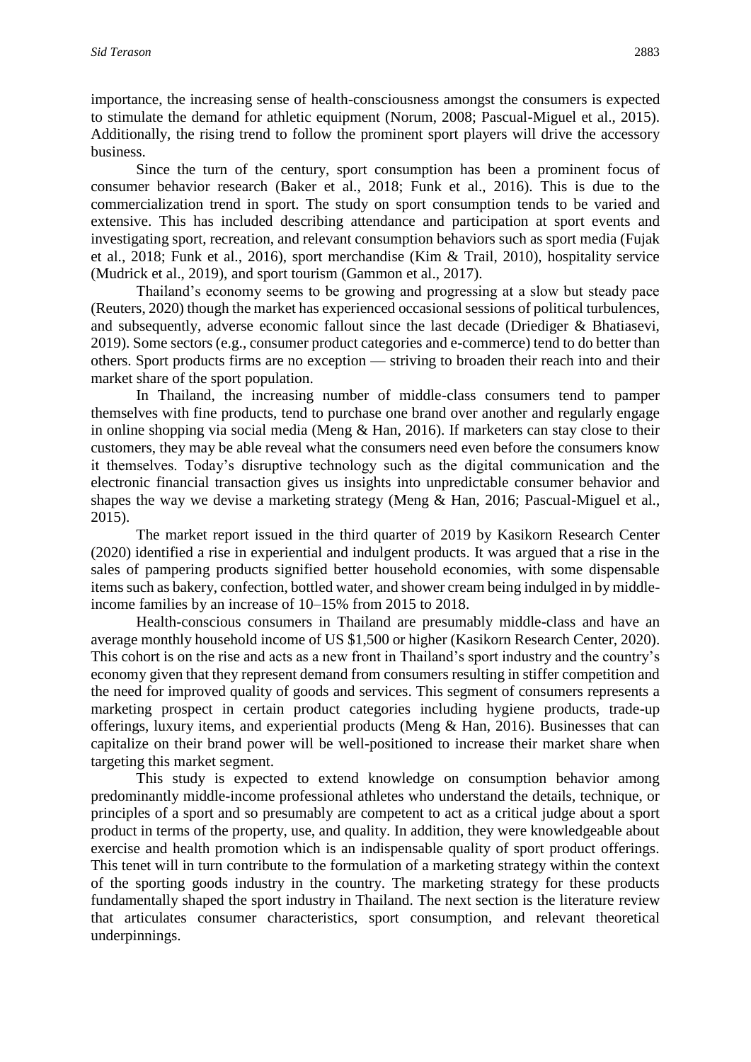importance, the increasing sense of health-consciousness amongst the consumers is expected to stimulate the demand for athletic equipment (Norum, 2008; Pascual-Miguel et al., 2015). Additionally, the rising trend to follow the prominent sport players will drive the accessory business.

Since the turn of the century, sport consumption has been a prominent focus of consumer behavior research (Baker et al., 2018; Funk et al., 2016). This is due to the commercialization trend in sport. The study on sport consumption tends to be varied and extensive. This has included describing attendance and participation at sport events and investigating sport, recreation, and relevant consumption behaviors such as sport media (Fujak et al., 2018; Funk et al., 2016), sport merchandise (Kim & Trail, 2010), hospitality service (Mudrick et al., 2019), and sport tourism (Gammon et al., 2017).

Thailand's economy seems to be growing and progressing at a slow but steady pace (Reuters, 2020) though the market has experienced occasional sessions of political turbulences, and subsequently, adverse economic fallout since the last decade (Driediger & Bhatiasevi, 2019). Some sectors (e.g., consumer product categories and e-commerce) tend to do better than others. Sport products firms are no exception — striving to broaden their reach into and their market share of the sport population.

In Thailand, the increasing number of middle-class consumers tend to pamper themselves with fine products, tend to purchase one brand over another and regularly engage in online shopping via social media (Meng & Han, 2016). If marketers can stay close to their customers, they may be able reveal what the consumers need even before the consumers know it themselves. Today's disruptive technology such as the digital communication and the electronic financial transaction gives us insights into unpredictable consumer behavior and shapes the way we devise a marketing strategy (Meng & Han, 2016; Pascual-Miguel et al., 2015).

The market report issued in the third quarter of 2019 by Kasikorn Research Center (2020) identified a rise in experiential and indulgent products. It was argued that a rise in the sales of pampering products signified better household economies, with some dispensable items such as bakery, confection, bottled water, and shower cream being indulged in by middle-income families by an increase of 10–15% from 2015 to 2018.

Health-conscious consumers in Thailand are presumably middle-class and have an average monthly household income of US $1,500 or higher (Kasikorn Research Center, 2020). This cohort is on the rise and acts as a new front in Thailand's sport industry and the country's economy given that they represent demand from consumers resulting in stiffer competition and the need for improved quality of goods and services. This segment of consumers represents a marketing prospect in certain product categories including hygiene products, trade-up offerings, luxury items, and experiential products (Meng & Han, 2016). Businesses that can capitalize on their brand power will be well-positioned to increase their market share when targeting this market segment.

This study is expected to extend knowledge on consumption behavior among predominantly middle-income professional athletes who understand the details, technique, or principles of a sport and so presumably are competent to act as a critical judge about a sport product in terms of the property, use, and quality. In addition, they were knowledgeable about exercise and health promotion which is an indispensable quality of sport product offerings. This tenet will in turn contribute to the formulation of a marketing strategy within the context of the sporting goods industry in the country. The marketing strategy for these products fundamentally shaped the sport industry in Thailand. The next section is the literature review that articulates consumer characteristics, sport consumption, and relevant theoretical underpinnings.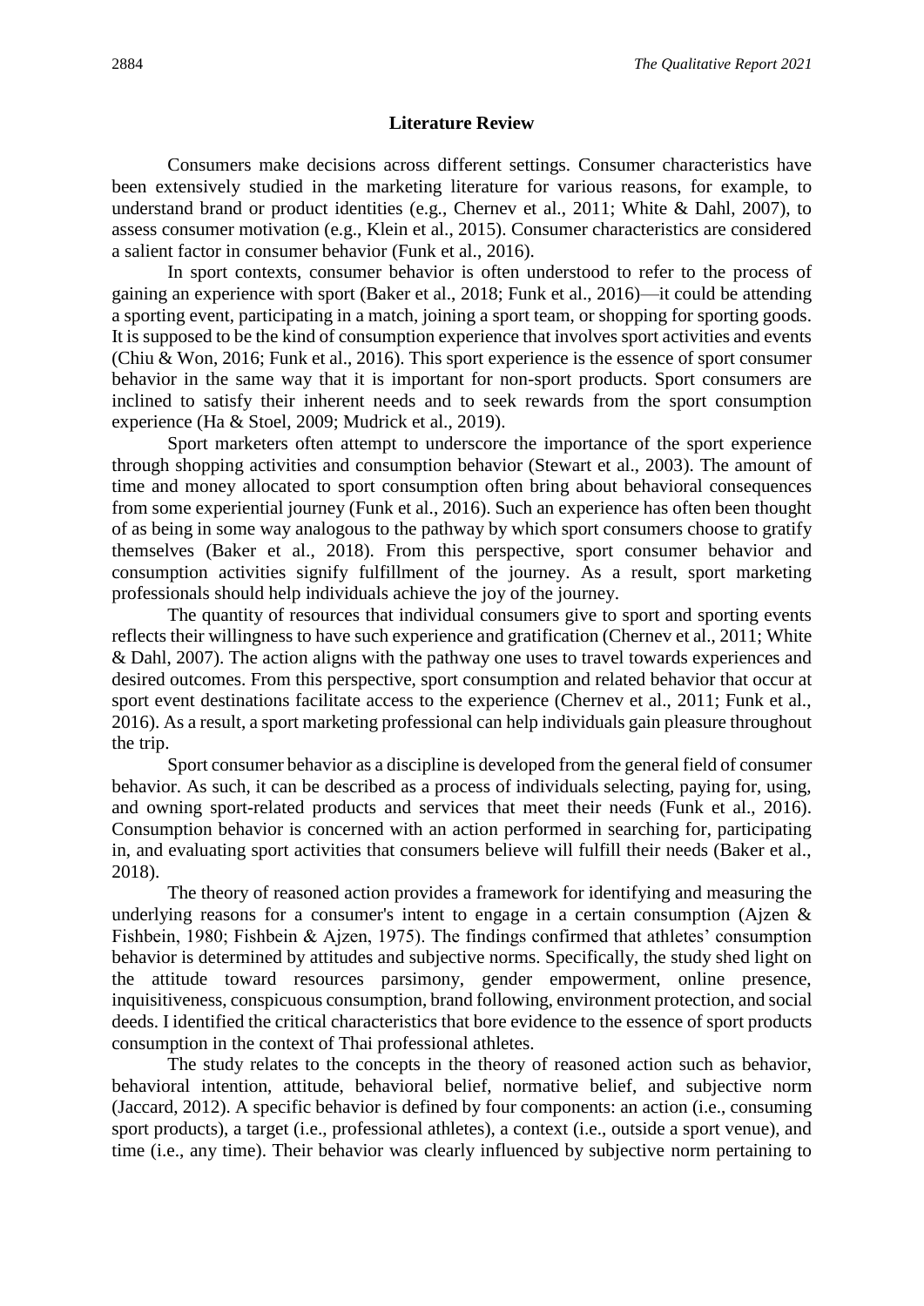## Literature Review

Consumers make decisions across different settings. Consumer characteristics have been extensively studied in the marketing literature for various reasons, for example, to understand brand or product identities (e.g., Chernev et al., 2011; White & Dahl, 2007), to assess consumer motivation (e.g., Klein et al., 2015). Consumer characteristics are considered a salient factor in consumer behavior (Funk et al., 2016).

In sport contexts, consumer behavior is often understood to refer to the process of gaining an experience with sport (Baker et al., 2018; Funk et al., 2016)—it could be attending a sporting event, participating in a match, joining a sport team, or shopping for sporting goods. It is supposed to be the kind of consumption experience that involves sport activities and events (Chiu & Won, 2016; Funk et al., 2016). This sport experience is the essence of sport consumer behavior in the same way that it is important for non-sport products. Sport consumers are inclined to satisfy their inherent needs and to seek rewards from the sport consumption experience (Ha & Stoel, 2009; Mudrick et al., 2019).

Sport marketers often attempt to underscore the importance of the sport experience through shopping activities and consumption behavior (Stewart et al., 2003). The amount of time and money allocated to sport consumption often bring about behavioral consequences from some experiential journey (Funk et al., 2016). Such an experience has often been thought of as being in some way analogous to the pathway by which sport consumers choose to gratify themselves (Baker et al., 2018). From this perspective, sport consumer behavior and consumption activities signify fulfillment of the journey. As a result, sport marketing professionals should help individuals achieve the joy of the journey.

The quantity of resources that individual consumers give to sport and sporting events reflects their willingness to have such experience and gratification (Chernev et al., 2011; White & Dahl, 2007). The action aligns with the pathway one uses to travel towards experiences and desired outcomes. From this perspective, sport consumption and related behavior that occur at sport event destinations facilitate access to the experience (Chernev et al., 2011; Funk et al., 2016). As a result, a sport marketing professional can help individuals gain pleasure throughout the trip.

Sport consumer behavior as a discipline is developed from the general field of consumer behavior. As such, it can be described as a process of individuals selecting, paying for, using, and owning sport-related products and services that meet their needs (Funk et al., 2016). Consumption behavior is concerned with an action performed in searching for, participating in, and evaluating sport activities that consumers believe will fulfill their needs (Baker et al., 2018).

The theory of reasoned action provides a framework for identifying and measuring the underlying reasons for a consumer's intent to engage in a certain consumption (Ajzen & Fishbein, 1980; Fishbein & Ajzen, 1975). The findings confirmed that athletes' consumption behavior is determined by attitudes and subjective norms. Specifically, the study shed light on the attitude toward resources parsimony, gender empowerment, online presence, inquisitiveness, conspicuous consumption, brand following, environment protection, and social deeds. I identified the critical characteristics that bore evidence to the essence of sport products consumption in the context of Thai professional athletes.

The study relates to the concepts in the theory of reasoned action such as behavior, behavioral intention, attitude, behavioral belief, normative belief, and subjective norm (Jaccard, 2012). A specific behavior is defined by four components: an action (i.e., consuming sport products), a target (i.e., professional athletes), a context (i.e., outside a sport venue), and time (i.e., any time). Their behavior was clearly influenced by subjective norm pertaining to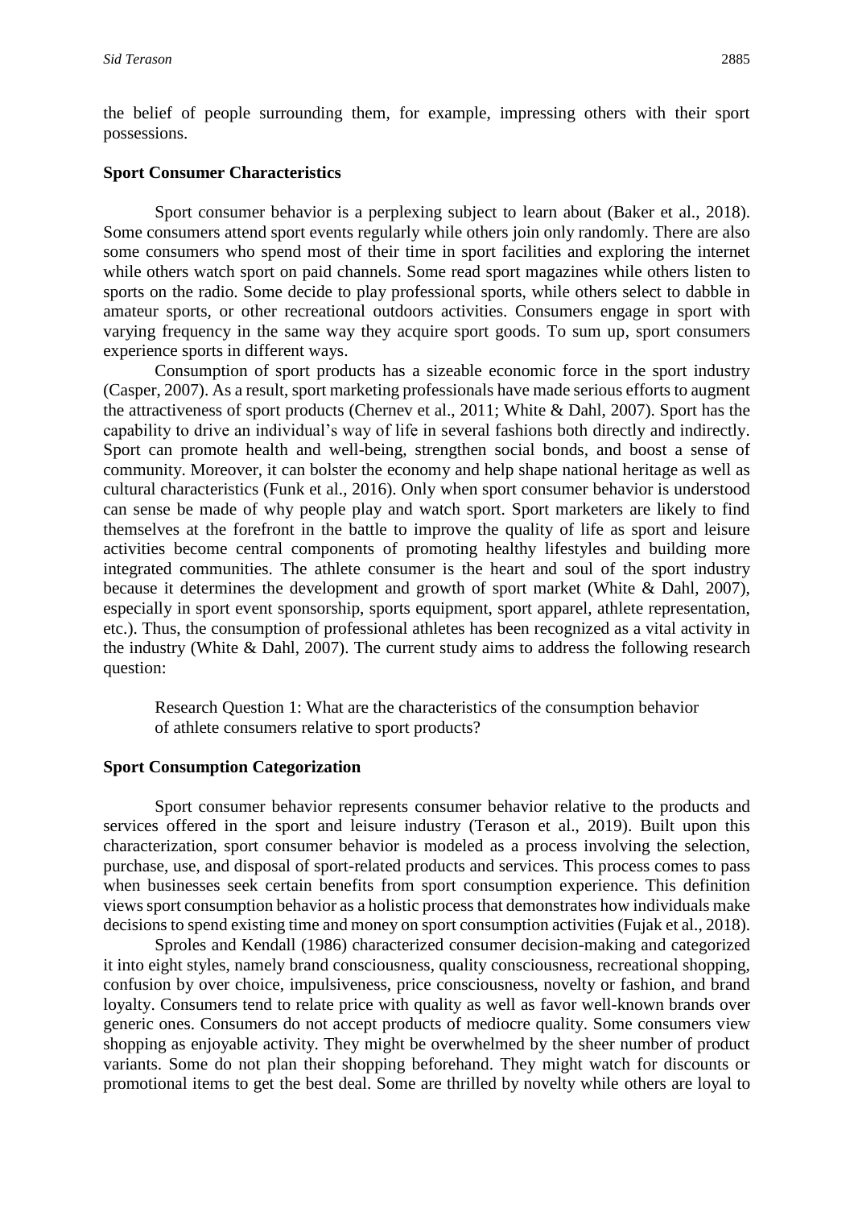the belief of people surrounding them, for example, impressing others with their sport possessions.

### Sport Consumer Characteristics

Sport consumer behavior is a perplexing subject to learn about (Baker et al., 2018). Some consumers attend sport events regularly while others join only randomly. There are also some consumers who spend most of their time in sport facilities and exploring the internet while others watch sport on paid channels. Some read sport magazines while others listen to sports on the radio. Some decide to play professional sports, while others select to dabble in amateur sports, or other recreational outdoors activities. Consumers engage in sport with varying frequency in the same way they acquire sport goods. To sum up, sport consumers experience sports in different ways.

Consumption of sport products has a sizeable economic force in the sport industry (Casper, 2007). As a result, sport marketing professionals have made serious efforts to augment the attractiveness of sport products (Chernev et al., 2011; White & Dahl, 2007). Sport has the capability to drive an individual's way of life in several fashions both directly and indirectly. Sport can promote health and well-being, strengthen social bonds, and boost a sense of community. Moreover, it can bolster the economy and help shape national heritage as well as cultural characteristics (Funk et al., 2016). Only when sport consumer behavior is understood can sense be made of why people play and watch sport. Sport marketers are likely to find themselves at the forefront in the battle to improve the quality of life as sport and leisure activities become central components of promoting healthy lifestyles and building more integrated communities. The athlete consumer is the heart and soul of the sport industry because it determines the development and growth of sport market (White & Dahl, 2007), especially in sport event sponsorship, sports equipment, sport apparel, athlete representation, etc.). Thus, the consumption of professional athletes has been recognized as a vital activity in the industry (White & Dahl, 2007). The current study aims to address the following research question:

> Research Question 1: What are the characteristics of the consumption behavior of athlete consumers relative to sport products?

### Sport Consumption Categorization

Sport consumer behavior represents consumer behavior relative to the products and services offered in the sport and leisure industry (Terason et al., 2019). Built upon this characterization, sport consumer behavior is modeled as a process involving the selection, purchase, use, and disposal of sport-related products and services. This process comes to pass when businesses seek certain benefits from sport consumption experience. This definition views sport consumption behavior as a holistic process that demonstrates how individuals make decisions to spend existing time and money on sport consumption activities (Fujak et al., 2018).

Sproles and Kendall (1986) characterized consumer decision-making and categorized it into eight styles, namely brand consciousness, quality consciousness, recreational shopping, confusion by over choice, impulsiveness, price consciousness, novelty or fashion, and brand loyalty. Consumers tend to relate price with quality as well as favor well-known brands over generic ones. Consumers do not accept products of mediocre quality. Some consumers view shopping as enjoyable activity. They might be overwhelmed by the sheer number of product variants. Some do not plan their shopping beforehand. They might watch for discounts or promotional items to get the best deal. Some are thrilled by novelty while others are loyal to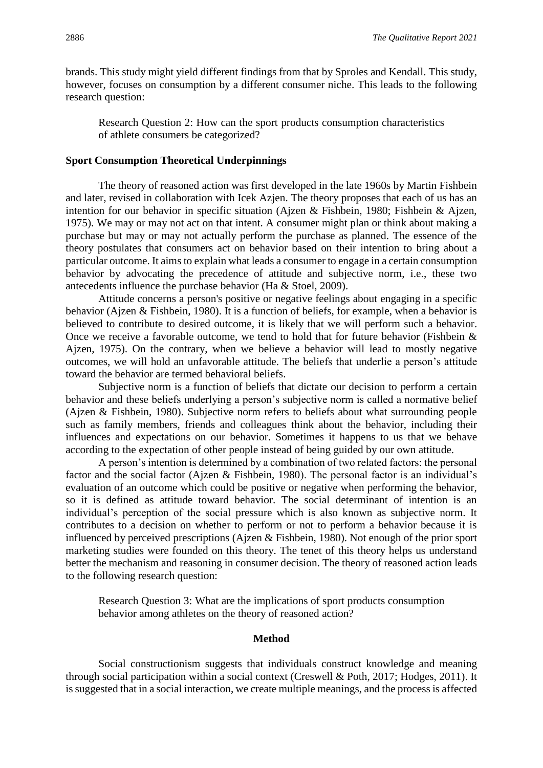brands. This study might yield different findings from that by Sproles and Kendall. This study, however, focuses on consumption by a different consumer niche. This leads to the following research question:

> Research Question 2: How can the sport products consumption characteristics of athlete consumers be categorized?

### Sport Consumption Theoretical Underpinnings

The theory of reasoned action was first developed in the late 1960s by Martin Fishbein and later, revised in collaboration with Icek Azjen. The theory proposes that each of us has an intention for our behavior in specific situation (Ajzen & Fishbein, 1980; Fishbein & Ajzen, 1975). We may or may not act on that intent. A consumer might plan or think about making a purchase but may or may not actually perform the purchase as planned. The essence of the theory postulates that consumers act on behavior based on their intention to bring about a particular outcome. It aims to explain what leads a consumer to engage in a certain consumption behavior by advocating the precedence of attitude and subjective norm, i.e., these two antecedents influence the purchase behavior (Ha & Stoel, 2009).

Attitude concerns a person's positive or negative feelings about engaging in a specific behavior (Ajzen & Fishbein, 1980). It is a function of beliefs, for example, when a behavior is believed to contribute to desired outcome, it is likely that we will perform such a behavior. Once we receive a favorable outcome, we tend to hold that for future behavior (Fishbein & Ajzen, 1975). On the contrary, when we believe a behavior will lead to mostly negative outcomes, we will hold an unfavorable attitude. The beliefs that underlie a person's attitude toward the behavior are termed behavioral beliefs.

Subjective norm is a function of beliefs that dictate our decision to perform a certain behavior and these beliefs underlying a person's subjective norm is called a normative belief (Ajzen & Fishbein, 1980). Subjective norm refers to beliefs about what surrounding people such as family members, friends and colleagues think about the behavior, including their influences and expectations on our behavior. Sometimes it happens to us that we behave according to the expectation of other people instead of being guided by our own attitude.

A person's intention is determined by a combination of two related factors: the personal factor and the social factor (Ajzen & Fishbein, 1980). The personal factor is an individual's evaluation of an outcome which could be positive or negative when performing the behavior, so it is defined as attitude toward behavior. The social determinant of intention is an individual's perception of the social pressure which is also known as subjective norm. It contributes to a decision on whether to perform or not to perform a behavior because it is influenced by perceived prescriptions (Ajzen & Fishbein, 1980). Not enough of the prior sport marketing studies were founded on this theory. The tenet of this theory helps us understand better the mechanism and reasoning in consumer decision. The theory of reasoned action leads to the following research question:

> Research Question 3: What are the implications of sport products consumption behavior among athletes on the theory of reasoned action?

## Method

Social constructionism suggests that individuals construct knowledge and meaning through social participation within a social context (Creswell & Poth, 2017; Hodges, 2011). It is suggested that in a social interaction, we create multiple meanings, and the process is affected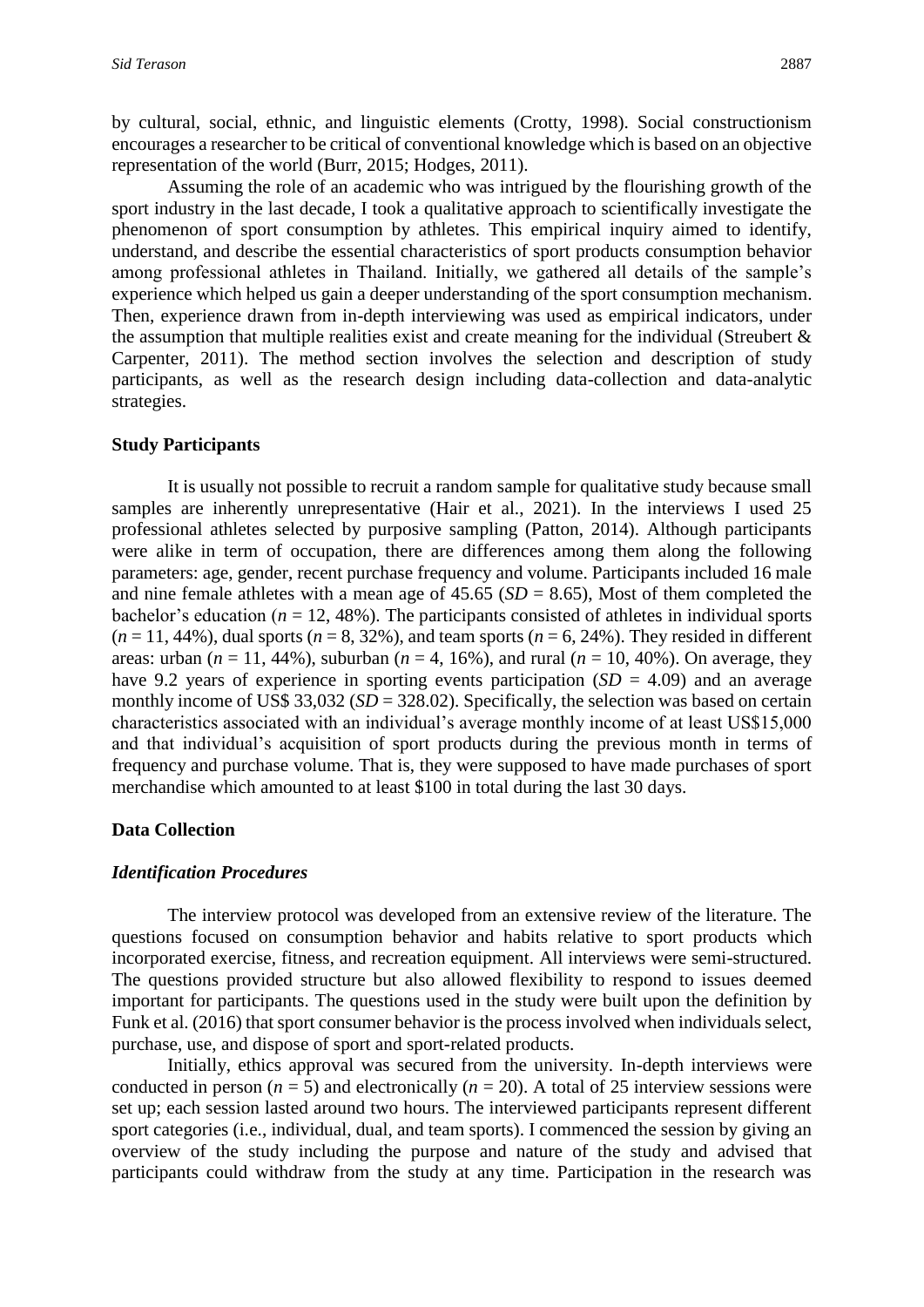by cultural, social, ethnic, and linguistic elements (Crotty, 1998). Social constructionism encourages a researcher to be critical of conventional knowledge which is based on an objective representation of the world (Burr, 2015; Hodges, 2011).

Assuming the role of an academic who was intrigued by the flourishing growth of the sport industry in the last decade, I took a qualitative approach to scientifically investigate the phenomenon of sport consumption by athletes. This empirical inquiry aimed to identify, understand, and describe the essential characteristics of sport products consumption behavior among professional athletes in Thailand. Initially, we gathered all details of the sample's experience which helped us gain a deeper understanding of the sport consumption mechanism. Then, experience drawn from in-depth interviewing was used as empirical indicators, under the assumption that multiple realities exist and create meaning for the individual (Streubert & Carpenter, 2011). The method section involves the selection and description of study participants, as well as the research design including data-collection and data-analytic strategies.

### Study Participants

It is usually not possible to recruit a random sample for qualitative study because small samples are inherently unrepresentative (Hair et al., 2021). In the interviews I used 25 professional athletes selected by purposive sampling (Patton, 2014). Although participants were alike in term of occupation, there are differences among them along the following parameters: age, gender, recent purchase frequency and volume. Participants included 16 male and nine female athletes with a mean age of 45.65 (*SD* = 8.65), Most of them completed the bachelor's education (*n* = 12, 48%). The participants consisted of athletes in individual sports (*n* = 11, 44%), dual sports (*n* = 8, 32%), and team sports (*n* = 6, 24%). They resided in different areas: urban (*n* = 11, 44%), suburban (*n* = 4, 16%), and rural (*n* = 10, 40%). On average, they have 9.2 years of experience in sporting events participation (*SD* = 4.09) and an average monthly income of US$ 33,032 (*SD* = 328.02). Specifically, the selection was based on certain characteristics associated with an individual's average monthly income of at least US$15,000 and that individual's acquisition of sport products during the previous month in terms of frequency and purchase volume. That is, they were supposed to have made purchases of sport merchandise which amounted to at least $100 in total during the last 30 days.

### Data Collection

#### *Identification Procedures*

The interview protocol was developed from an extensive review of the literature. The questions focused on consumption behavior and habits relative to sport products which incorporated exercise, fitness, and recreation equipment. All interviews were semi-structured. The questions provided structure but also allowed flexibility to respond to issues deemed important for participants. The questions used in the study were built upon the definition by Funk et al. (2016) that sport consumer behavior is the process involved when individuals select, purchase, use, and dispose of sport and sport-related products.

Initially, ethics approval was secured from the university. In-depth interviews were conducted in person (*n* = 5) and electronically (*n* = 20). A total of 25 interview sessions were set up; each session lasted around two hours. The interviewed participants represent different sport categories (i.e., individual, dual, and team sports). I commenced the session by giving an overview of the study including the purpose and nature of the study and advised that participants could withdraw from the study at any time. Participation in the research was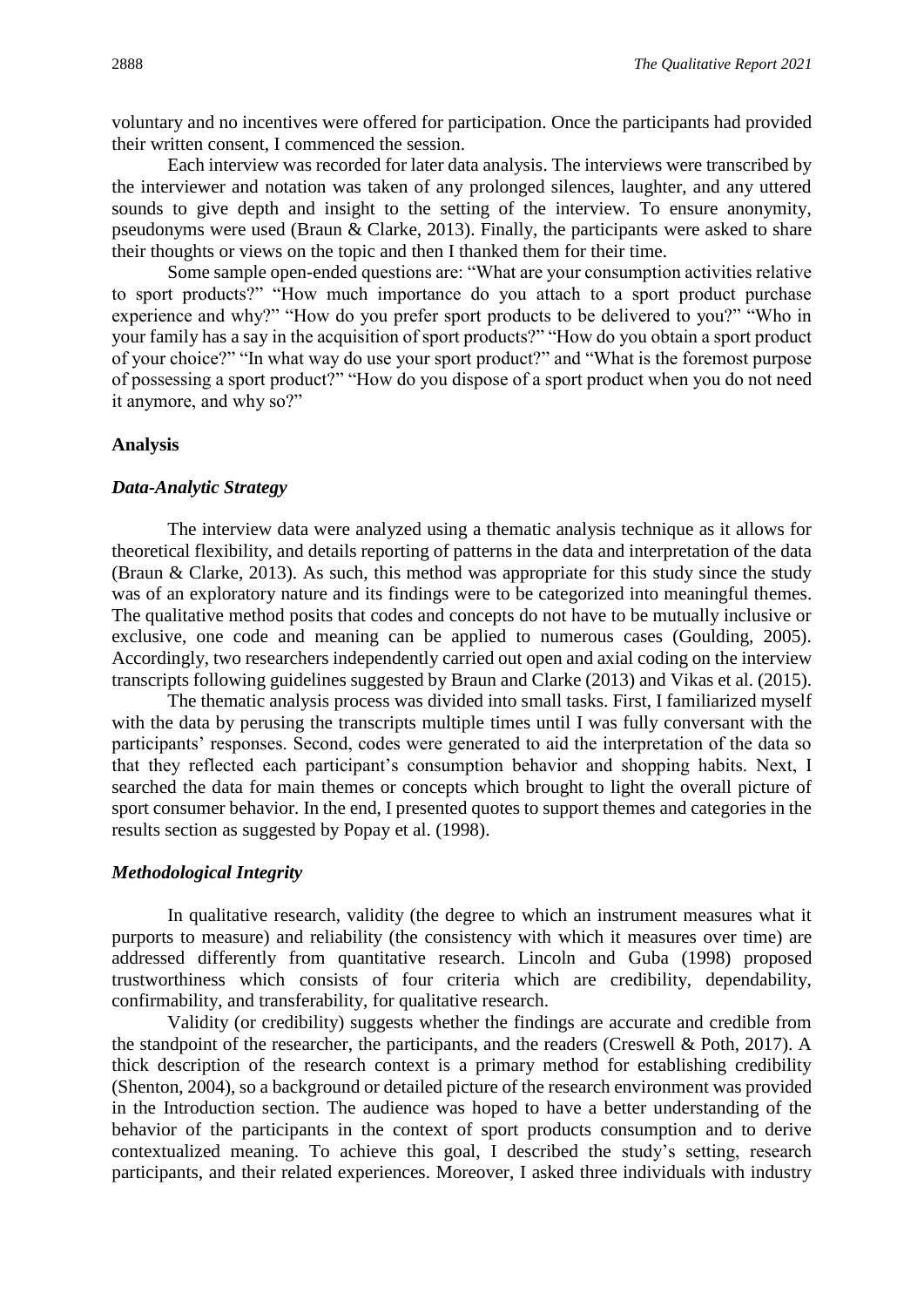voluntary and no incentives were offered for participation. Once the participants had provided their written consent, I commenced the session.

Each interview was recorded for later data analysis. The interviews were transcribed by the interviewer and notation was taken of any prolonged silences, laughter, and any uttered sounds to give depth and insight to the setting of the interview. To ensure anonymity, pseudonyms were used (Braun & Clarke, 2013). Finally, the participants were asked to share their thoughts or views on the topic and then I thanked them for their time.

Some sample open-ended questions are: "What are your consumption activities relative to sport products?" "How much importance do you attach to a sport product purchase experience and why?" "How do you prefer sport products to be delivered to you?" "Who in your family has a say in the acquisition of sport products?" "How do you obtain a sport product of your choice?" "In what way do use your sport product?" and "What is the foremost purpose of possessing a sport product?" "How do you dispose of a sport product when you do not need it anymore, and why so?"

## Analysis

### *Data-Analytic Strategy*

The interview data were analyzed using a thematic analysis technique as it allows for theoretical flexibility, and details reporting of patterns in the data and interpretation of the data (Braun & Clarke, 2013). As such, this method was appropriate for this study since the study was of an exploratory nature and its findings were to be categorized into meaningful themes. The qualitative method posits that codes and concepts do not have to be mutually inclusive or exclusive, one code and meaning can be applied to numerous cases (Goulding, 2005). Accordingly, two researchers independently carried out open and axial coding on the interview transcripts following guidelines suggested by Braun and Clarke (2013) and Vikas et al. (2015).

The thematic analysis process was divided into small tasks. First, I familiarized myself with the data by perusing the transcripts multiple times until I was fully conversant with the participants' responses. Second, codes were generated to aid the interpretation of the data so that they reflected each participant's consumption behavior and shopping habits. Next, I searched the data for main themes or concepts which brought to light the overall picture of sport consumer behavior. In the end, I presented quotes to support themes and categories in the results section as suggested by Popay et al. (1998).

### *Methodological Integrity*

In qualitative research, validity (the degree to which an instrument measures what it purports to measure) and reliability (the consistency with which it measures over time) are addressed differently from quantitative research. Lincoln and Guba (1998) proposed trustworthiness which consists of four criteria which are credibility, dependability, confirmability, and transferability, for qualitative research.

Validity (or credibility) suggests whether the findings are accurate and credible from the standpoint of the researcher, the participants, and the readers (Creswell & Poth, 2017). A thick description of the research context is a primary method for establishing credibility (Shenton, 2004), so a background or detailed picture of the research environment was provided in the Introduction section. The audience was hoped to have a better understanding of the behavior of the participants in the context of sport products consumption and to derive contextualized meaning. To achieve this goal, I described the study's setting, research participants, and their related experiences. Moreover, I asked three individuals with industry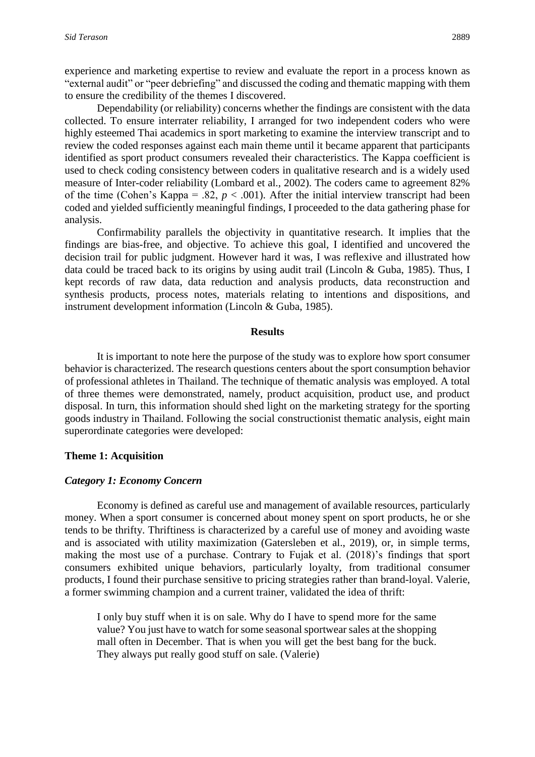experience and marketing expertise to review and evaluate the report in a process known as "external audit" or "peer debriefing" and discussed the coding and thematic mapping with them to ensure the credibility of the themes I discovered.

Dependability (or reliability) concerns whether the findings are consistent with the data collected. To ensure interrater reliability, I arranged for two independent coders who were highly esteemed Thai academics in sport marketing to examine the interview transcript and to review the coded responses against each main theme until it became apparent that participants identified as sport product consumers revealed their characteristics. The Kappa coefficient is used to check coding consistency between coders in qualitative research and is a widely used measure of Inter-coder reliability (Lombard et al., 2002). The coders came to agreement 82% of the time (Cohen's Kappa = .82, $p < .001$). After the initial interview transcript had been coded and yielded sufficiently meaningful findings, I proceeded to the data gathering phase for analysis.

Confirmability parallels the objectivity in quantitative research. It implies that the findings are bias-free, and objective. To achieve this goal, I identified and uncovered the decision trail for public judgment. However hard it was, I was reflexive and illustrated how data could be traced back to its origins by using audit trail (Lincoln & Guba, 1985). Thus, I kept records of raw data, data reduction and analysis products, data reconstruction and synthesis products, process notes, materials relating to intentions and dispositions, and instrument development information (Lincoln & Guba, 1985).

## Results

It is important to note here the purpose of the study was to explore how sport consumer behavior is characterized. The research questions centers about the sport consumption behavior of professional athletes in Thailand. The technique of thematic analysis was employed. A total of three themes were demonstrated, namely, product acquisition, product use, and product disposal. In turn, this information should shed light on the marketing strategy for the sporting goods industry in Thailand. Following the social constructionist thematic analysis, eight main superordinate categories were developed:

### Theme 1: Acquisition

#### *Category 1: Economy Concern*

Economy is defined as careful use and management of available resources, particularly money. When a sport consumer is concerned about money spent on sport products, he or she tends to be thrifty. Thriftiness is characterized by a careful use of money and avoiding waste and is associated with utility maximization (Gatersleben et al., 2019), or, in simple terms, making the most use of a purchase. Contrary to Fujak et al. (2018)'s findings that sport consumers exhibited unique behaviors, particularly loyalty, from traditional consumer products, I found their purchase sensitive to pricing strategies rather than brand-loyal. Valerie, a former swimming champion and a current trainer, validated the idea of thrift:

> I only buy stuff when it is on sale. Why do I have to spend more for the same value? You just have to watch for some seasonal sportwear sales at the shopping mall often in December. That is when you will get the best bang for the buck. They always put really good stuff on sale. (Valerie)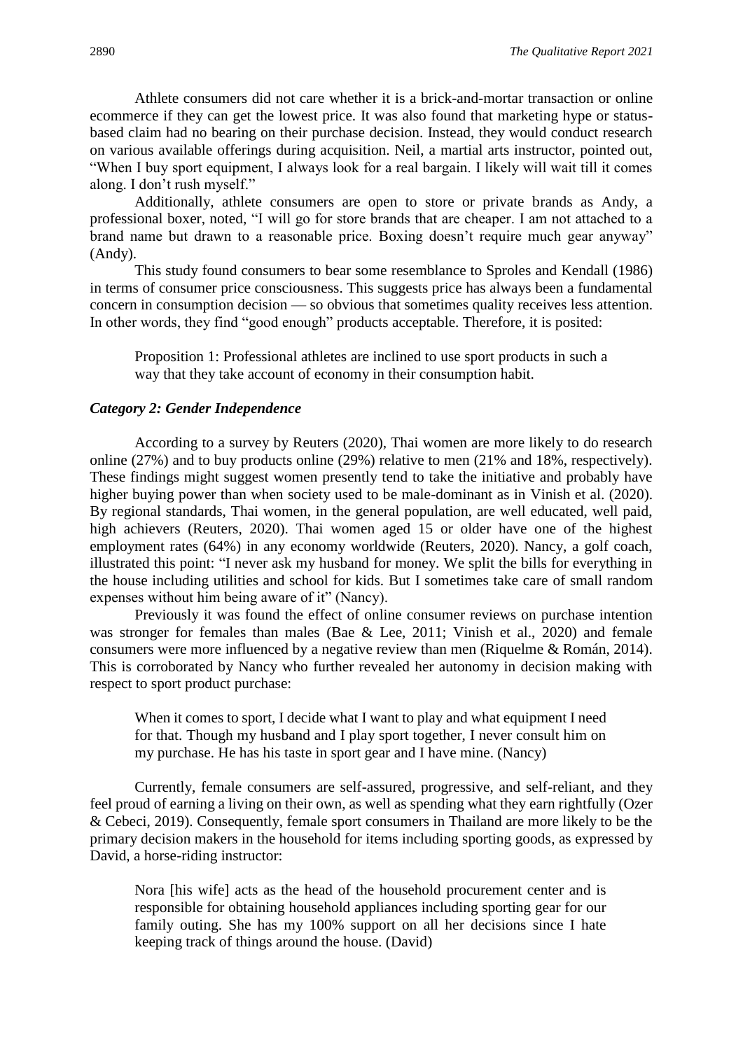Athlete consumers did not care whether it is a brick-and-mortar transaction or online ecommerce if they can get the lowest price. It was also found that marketing hype or status-based claim had no bearing on their purchase decision. Instead, they would conduct research on various available offerings during acquisition. Neil, a martial arts instructor, pointed out, "When I buy sport equipment, I always look for a real bargain. I likely will wait till it comes along. I don't rush myself."

Additionally, athlete consumers are open to store or private brands as Andy, a professional boxer, noted, "I will go for store brands that are cheaper. I am not attached to a brand name but drawn to a reasonable price. Boxing doesn't require much gear anyway" (Andy).

This study found consumers to bear some resemblance to Sproles and Kendall (1986) in terms of consumer price consciousness. This suggests price has always been a fundamental concern in consumption decision — so obvious that sometimes quality receives less attention. In other words, they find "good enough" products acceptable. Therefore, it is posited:

> Proposition 1: Professional athletes are inclined to use sport products in such a way that they take account of economy in their consumption habit.

### *Category 2: Gender Independence*

According to a survey by Reuters (2020), Thai women are more likely to do research online (27%) and to buy products online (29%) relative to men (21% and 18%, respectively). These findings might suggest women presently tend to take the initiative and probably have higher buying power than when society used to be male-dominant as in Vinish et al. (2020). By regional standards, Thai women, in the general population, are well educated, well paid, high achievers (Reuters, 2020). Thai women aged 15 or older have one of the highest employment rates (64%) in any economy worldwide (Reuters, 2020). Nancy, a golf coach, illustrated this point: "I never ask my husband for money. We split the bills for everything in the house including utilities and school for kids. But I sometimes take care of small random expenses without him being aware of it" (Nancy).

Previously it was found the effect of online consumer reviews on purchase intention was stronger for females than males (Bae & Lee, 2011; Vinish et al., 2020) and female consumers were more influenced by a negative review than men (Riquelme & Román, 2014). This is corroborated by Nancy who further revealed her autonomy in decision making with respect to sport product purchase:

> When it comes to sport, I decide what I want to play and what equipment I need for that. Though my husband and I play sport together, I never consult him on my purchase. He has his taste in sport gear and I have mine. (Nancy)

Currently, female consumers are self-assured, progressive, and self-reliant, and they feel proud of earning a living on their own, as well as spending what they earn rightfully (Ozer & Cebeci, 2019). Consequently, female sport consumers in Thailand are more likely to be the primary decision makers in the household for items including sporting goods, as expressed by David, a horse-riding instructor:

> Nora [his wife] acts as the head of the household procurement center and is responsible for obtaining household appliances including sporting gear for our family outing. She has my 100% support on all her decisions since I hate keeping track of things around the house. (David)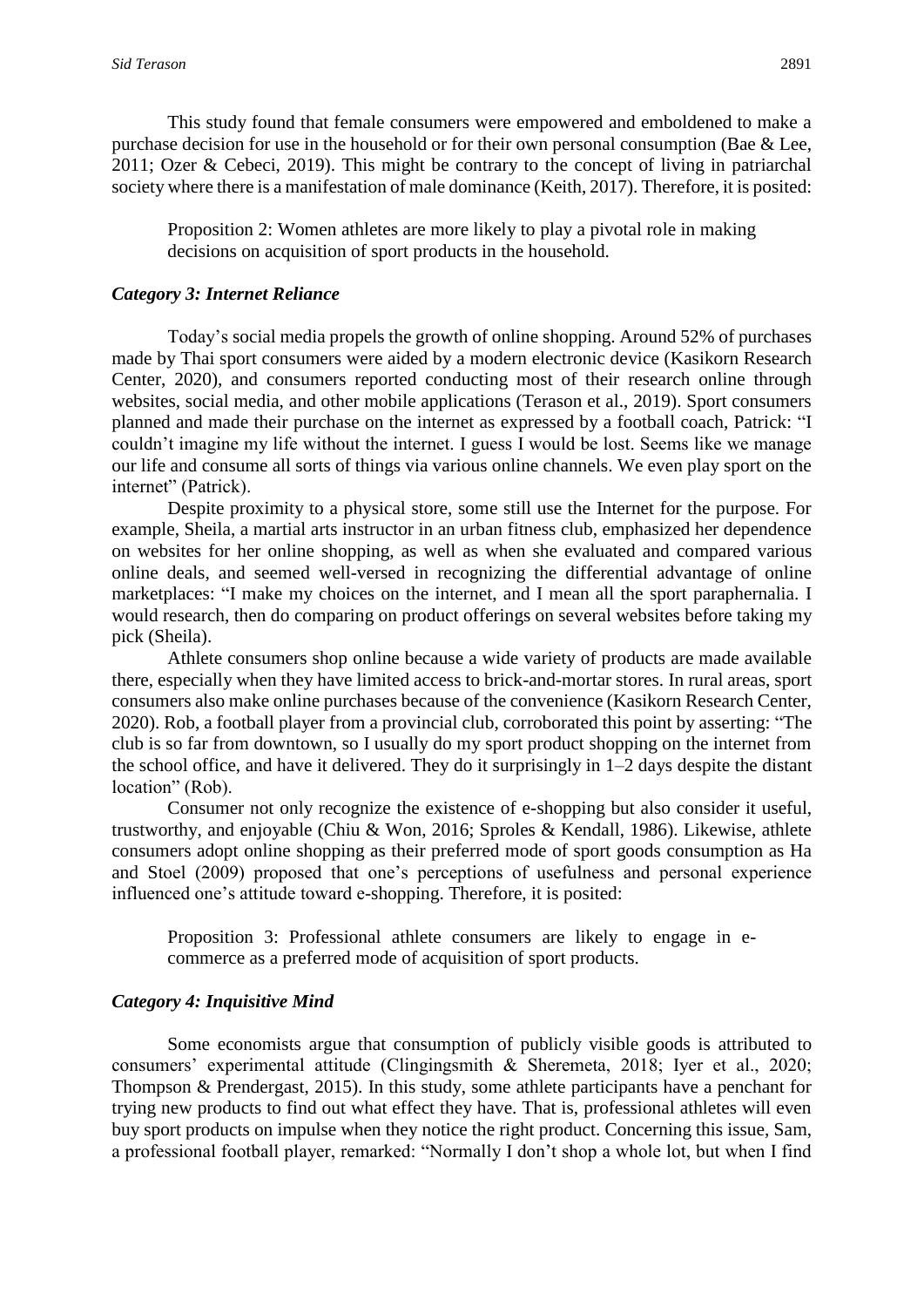This study found that female consumers were empowered and emboldened to make a purchase decision for use in the household or for their own personal consumption (Bae & Lee, 2011; Ozer & Cebeci, 2019). This might be contrary to the concept of living in patriarchal society where there is a manifestation of male dominance (Keith, 2017). Therefore, it is posited:

> Proposition 2: Women athletes are more likely to play a pivotal role in making decisions on acquisition of sport products in the household.

### *Category 3: Internet Reliance*

Today's social media propels the growth of online shopping. Around 52% of purchases made by Thai sport consumers were aided by a modern electronic device (Kasikorn Research Center, 2020), and consumers reported conducting most of their research online through websites, social media, and other mobile applications (Terason et al., 2019). Sport consumers planned and made their purchase on the internet as expressed by a football coach, Patrick: "I couldn't imagine my life without the internet. I guess I would be lost. Seems like we manage our life and consume all sorts of things via various online channels. We even play sport on the internet" (Patrick).

Despite proximity to a physical store, some still use the Internet for the purpose. For example, Sheila, a martial arts instructor in an urban fitness club, emphasized her dependence on websites for her online shopping, as well as when she evaluated and compared various online deals, and seemed well-versed in recognizing the differential advantage of online marketplaces: "I make my choices on the internet, and I mean all the sport paraphernalia. I would research, then do comparing on product offerings on several websites before taking my pick (Sheila).

Athlete consumers shop online because a wide variety of products are made available there, especially when they have limited access to brick-and-mortar stores. In rural areas, sport consumers also make online purchases because of the convenience (Kasikorn Research Center, 2020). Rob, a football player from a provincial club, corroborated this point by asserting: "The club is so far from downtown, so I usually do my sport product shopping on the internet from the school office, and have it delivered. They do it surprisingly in 1–2 days despite the distant location" (Rob).

Consumer not only recognize the existence of e-shopping but also consider it useful, trustworthy, and enjoyable (Chiu & Won, 2016; Sproles & Kendall, 1986). Likewise, athlete consumers adopt online shopping as their preferred mode of sport goods consumption as Ha and Stoel (2009) proposed that one's perceptions of usefulness and personal experience influenced one's attitude toward e-shopping. Therefore, it is posited:

> Proposition 3: Professional athlete consumers are likely to engage in e-commerce as a preferred mode of acquisition of sport products.

### *Category 4: Inquisitive Mind*

Some economists argue that consumption of publicly visible goods is attributed to consumers' experimental attitude (Clingingsmith & Sheremeta, 2018; Iyer et al., 2020; Thompson & Prendergast, 2015). In this study, some athlete participants have a penchant for trying new products to find out what effect they have. That is, professional athletes will even buy sport products on impulse when they notice the right product. Concerning this issue, Sam, a professional football player, remarked: "Normally I don't shop a whole lot, but when I find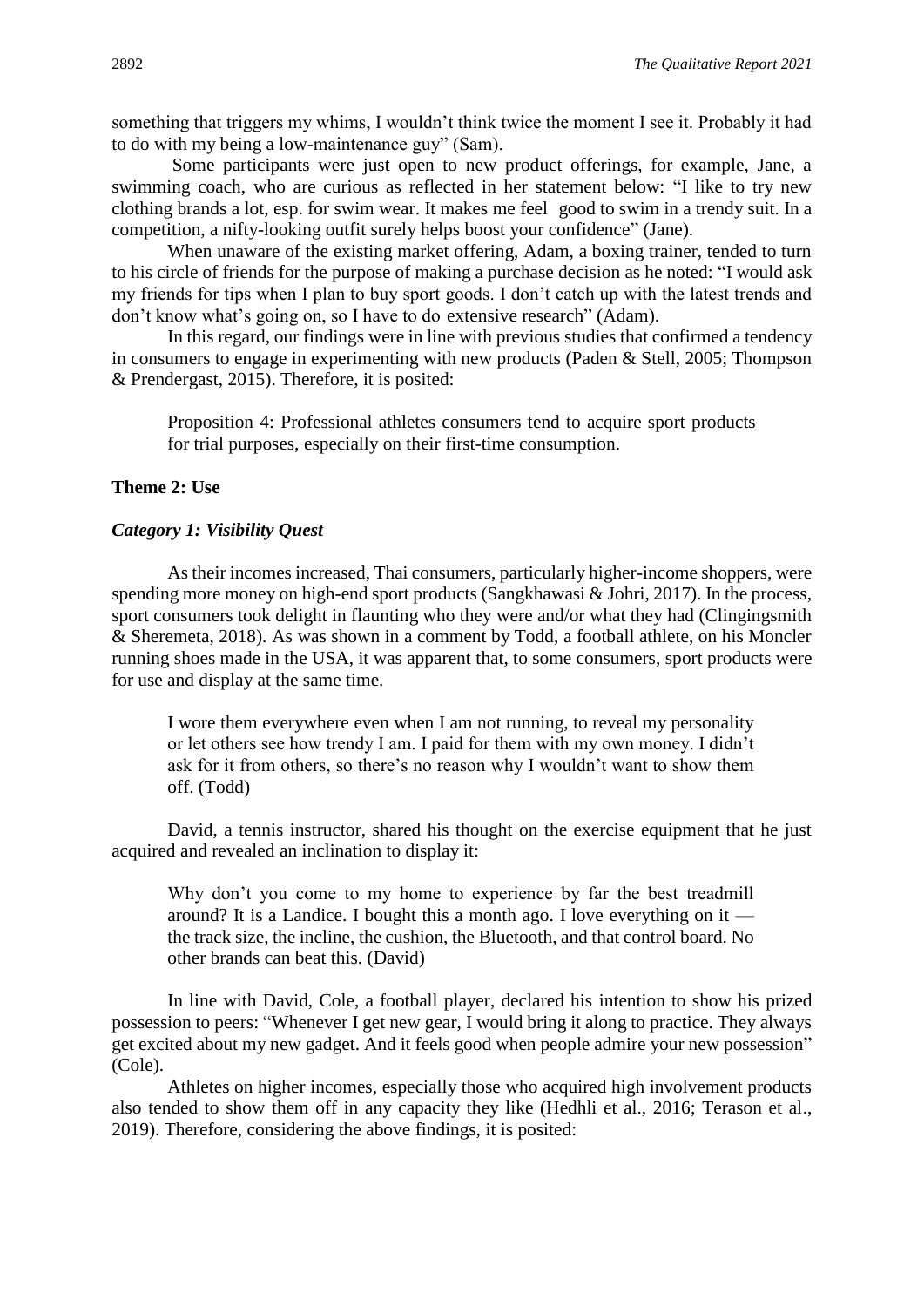something that triggers my whims, I wouldn't think twice the moment I see it. Probably it had to do with my being a low-maintenance guy" (Sam).

Some participants were just open to new product offerings, for example, Jane, a swimming coach, who are curious as reflected in her statement below: "I like to try new clothing brands a lot, esp. for swim wear. It makes me feel good to swim in a trendy suit. In a competition, a nifty-looking outfit surely helps boost your confidence" (Jane).

When unaware of the existing market offering, Adam, a boxing trainer, tended to turn to his circle of friends for the purpose of making a purchase decision as he noted: "I would ask my friends for tips when I plan to buy sport goods. I don't catch up with the latest trends and don't know what's going on, so I have to do extensive research" (Adam).

In this regard, our findings were in line with previous studies that confirmed a tendency in consumers to engage in experimenting with new products (Paden & Stell, 2005; Thompson & Prendergast, 2015). Therefore, it is posited:

> Proposition 4: Professional athletes consumers tend to acquire sport products for trial purposes, especially on their first-time consumption.

## Theme 2: Use

### *Category 1: Visibility Quest*

As their incomes increased, Thai consumers, particularly higher-income shoppers, were spending more money on high-end sport products (Sangkhawasi & Johri, 2017). In the process, sport consumers took delight in flaunting who they were and/or what they had (Clingingsmith & Sheremeta, 2018). As was shown in a comment by Todd, a football athlete, on his Moncler running shoes made in the USA, it was apparent that, to some consumers, sport products were for use and display at the same time.

> I wore them everywhere even when I am not running, to reveal my personality or let others see how trendy I am. I paid for them with my own money. I didn't ask for it from others, so there's no reason why I wouldn't want to show them off. (Todd)

David, a tennis instructor, shared his thought on the exercise equipment that he just acquired and revealed an inclination to display it:

> Why don't you come to my home to experience by far the best treadmill around? It is a Landice. I bought this a month ago. I love everything on it — the track size, the incline, the cushion, the Bluetooth, and that control board. No other brands can beat this. (David)

In line with David, Cole, a football player, declared his intention to show his prized possession to peers: "Whenever I get new gear, I would bring it along to practice. They always get excited about my new gadget. And it feels good when people admire your new possession" (Cole).

Athletes on higher incomes, especially those who acquired high involvement products also tended to show them off in any capacity they like (Hedhli et al., 2016; Terason et al., 2019). Therefore, considering the above findings, it is posited: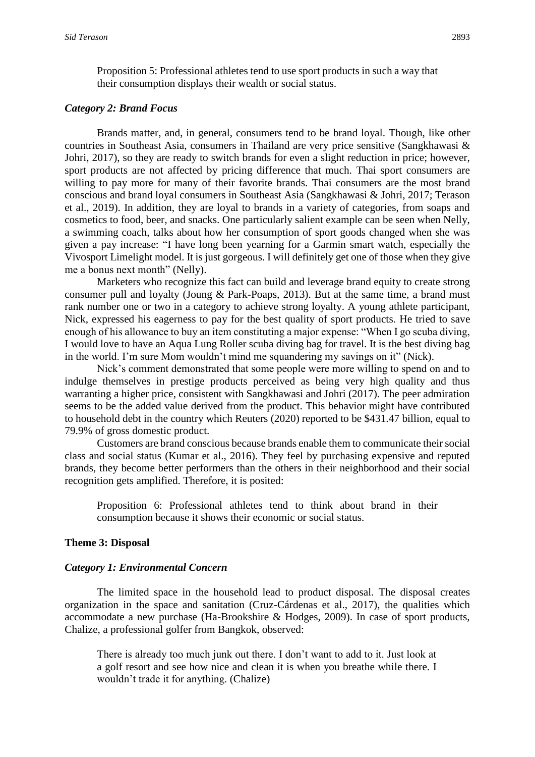Proposition 5: Professional athletes tend to use sport products in such a way that their consumption displays their wealth or social status.

### *Category 2: Brand Focus*

Brands matter, and, in general, consumers tend to be brand loyal. Though, like other countries in Southeast Asia, consumers in Thailand are very price sensitive (Sangkhawasi & Johri, 2017), so they are ready to switch brands for even a slight reduction in price; however, sport products are not affected by pricing difference that much. Thai sport consumers are willing to pay more for many of their favorite brands. Thai consumers are the most brand conscious and brand loyal consumers in Southeast Asia (Sangkhawasi & Johri, 2017; Terason et al., 2019). In addition, they are loyal to brands in a variety of categories, from soaps and cosmetics to food, beer, and snacks. One particularly salient example can be seen when Nelly, a swimming coach, talks about how her consumption of sport goods changed when she was given a pay increase: "I have long been yearning for a Garmin smart watch, especially the Vivosport Limelight model. It is just gorgeous. I will definitely get one of those when they give me a bonus next month" (Nelly).

Marketers who recognize this fact can build and leverage brand equity to create strong consumer pull and loyalty (Joung & Park-Poaps, 2013). But at the same time, a brand must rank number one or two in a category to achieve strong loyalty. A young athlete participant, Nick, expressed his eagerness to pay for the best quality of sport products. He tried to save enough of his allowance to buy an item constituting a major expense: "When I go scuba diving, I would love to have an Aqua Lung Roller scuba diving bag for travel. It is the best diving bag in the world. I'm sure Mom wouldn't mind me squandering my savings on it" (Nick).

Nick's comment demonstrated that some people were more willing to spend on and to indulge themselves in prestige products perceived as being very high quality and thus warranting a higher price, consistent with Sangkhawasi and Johri (2017). The peer admiration seems to be the added value derived from the product. This behavior might have contributed to household debt in the country which Reuters (2020) reported to be $431.47 billion, equal to 79.9% of gross domestic product.

Customers are brand conscious because brands enable them to communicate their social class and social status (Kumar et al., 2016). They feel by purchasing expensive and reputed brands, they become better performers than the others in their neighborhood and their social recognition gets amplified. Therefore, it is posited:

Proposition 6: Professional athletes tend to think about brand in their consumption because it shows their economic or social status.

## Theme 3: Disposal

### *Category 1: Environmental Concern*

The limited space in the household lead to product disposal. The disposal creates organization in the space and sanitation (Cruz-Cárdenas et al., 2017), the qualities which accommodate a new purchase (Ha-Brookshire & Hodges, 2009). In case of sport products, Chalize, a professional golfer from Bangkok, observed:

> There is already too much junk out there. I don't want to add to it. Just look at a golf resort and see how nice and clean it is when you breathe while there. I wouldn't trade it for anything. (Chalize)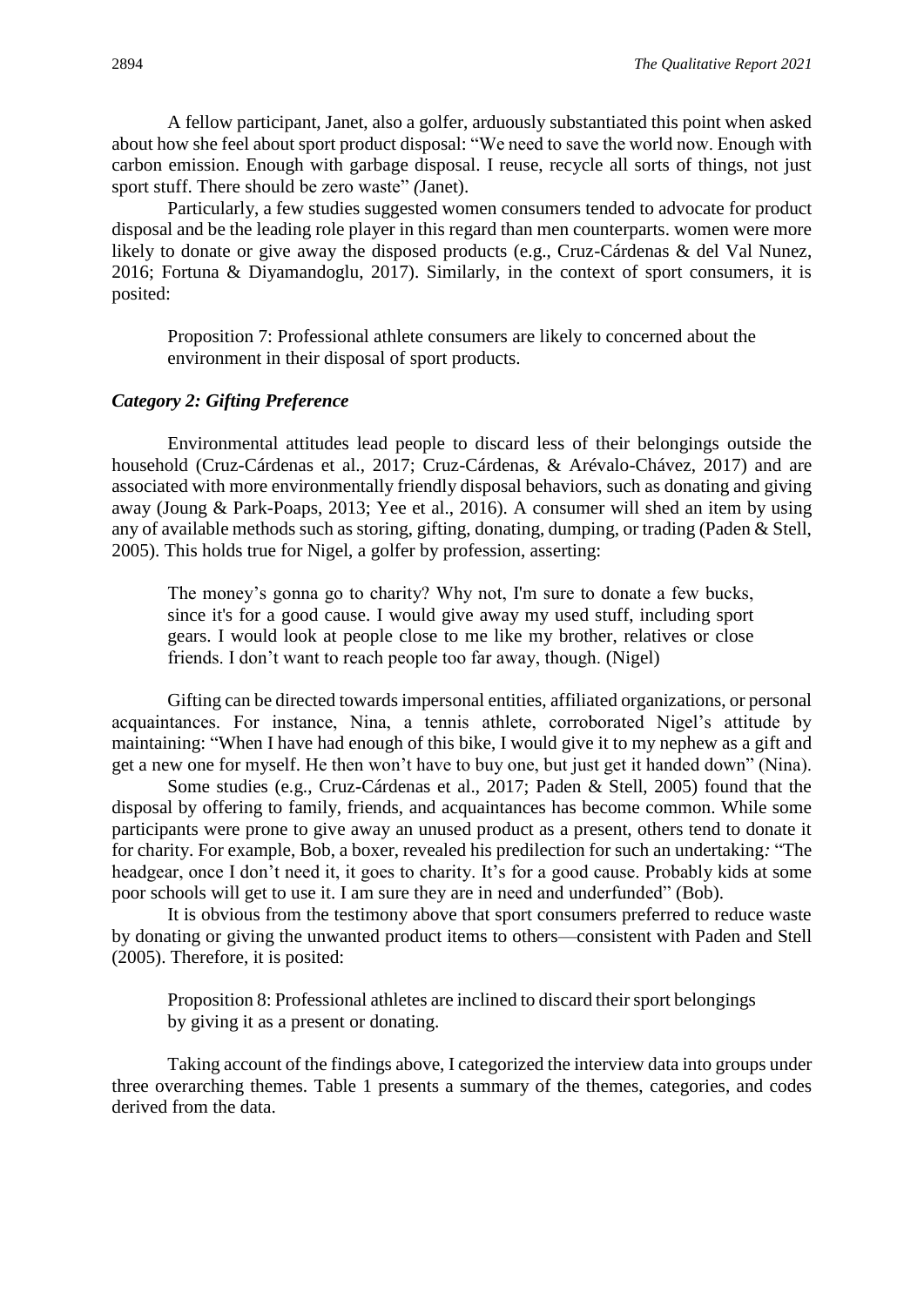A fellow participant, Janet, also a golfer, arduously substantiated this point when asked about how she feel about sport product disposal: "We need to save the world now. Enough with carbon emission. Enough with garbage disposal. I reuse, recycle all sorts of things, not just sport stuff. There should be zero waste" (Janet).

Particularly, a few studies suggested women consumers tended to advocate for product disposal and be the leading role player in this regard than men counterparts. women were more likely to donate or give away the disposed products (e.g., Cruz-Cárdenas & del Val Nunez, 2016; Fortuna & Diyamandoglu, 2017). Similarly, in the context of sport consumers, it is posited:

> Proposition 7: Professional athlete consumers are likely to concerned about the environment in their disposal of sport products.

### *Category 2: Gifting Preference*

Environmental attitudes lead people to discard less of their belongings outside the household (Cruz-Cárdenas et al., 2017; Cruz-Cárdenas, & Arévalo-Chávez, 2017) and are associated with more environmentally friendly disposal behaviors, such as donating and giving away (Joung & Park-Poaps, 2013; Yee et al., 2016). A consumer will shed an item by using any of available methods such as storing, gifting, donating, dumping, or trading (Paden & Stell, 2005). This holds true for Nigel, a golfer by profession, asserting:

> The money's gonna go to charity? Why not, I'm sure to donate a few bucks, since it's for a good cause. I would give away my used stuff, including sport gears. I would look at people close to me like my brother, relatives or close friends. I don't want to reach people too far away, though. (Nigel)

Gifting can be directed towards impersonal entities, affiliated organizations, or personal acquaintances. For instance, Nina, a tennis athlete, corroborated Nigel's attitude by maintaining: "When I have had enough of this bike, I would give it to my nephew as a gift and get a new one for myself. He then won't have to buy one, but just get it handed down" (Nina).

Some studies (e.g., Cruz-Cárdenas et al., 2017; Paden & Stell, 2005) found that the disposal by offering to family, friends, and acquaintances has become common. While some participants were prone to give away an unused product as a present, others tend to donate it for charity. For example, Bob, a boxer, revealed his predilection for such an undertaking: "The headgear, once I don't need it, it goes to charity. It's for a good cause. Probably kids at some poor schools will get to use it. I am sure they are in need and underfunded" (Bob).

It is obvious from the testimony above that sport consumers preferred to reduce waste by donating or giving the unwanted product items to others—consistent with Paden and Stell (2005). Therefore, it is posited:

> Proposition 8: Professional athletes are inclined to discard their sport belongings by giving it as a present or donating.

Taking account of the findings above, I categorized the interview data into groups under three overarching themes. Table 1 presents a summary of the themes, categories, and codes derived from the data.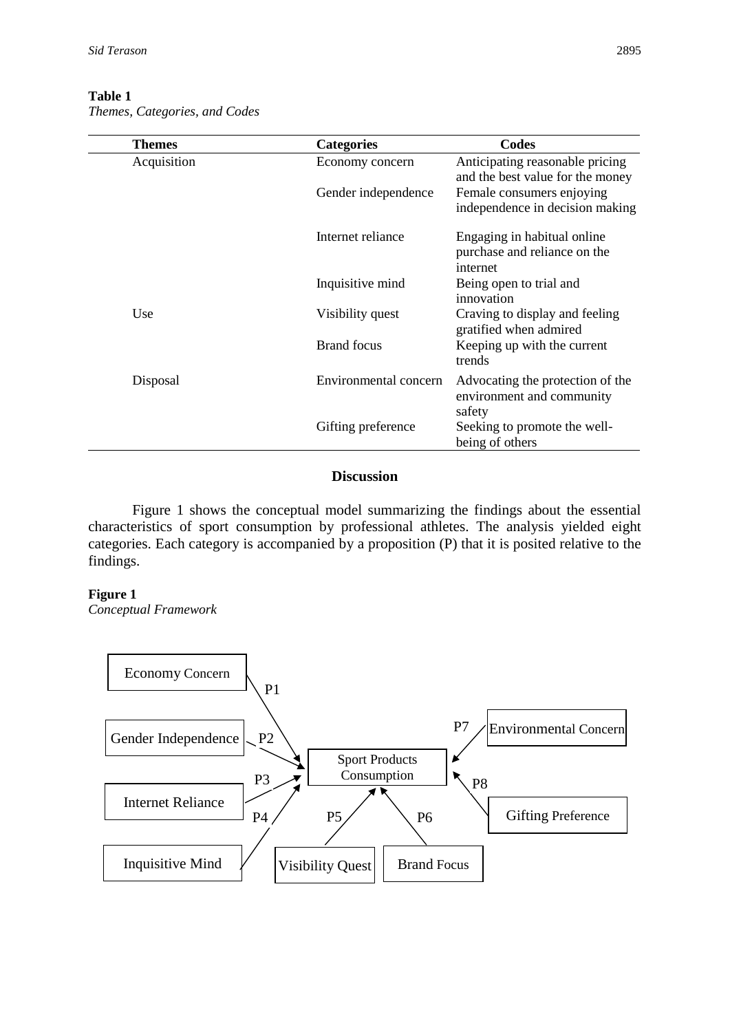**Table 1**
*Themes, Categories, and Codes*

| Themes | Categories | Codes |
|---|---|---|
| Acquisition | Economy concern | Anticipating reasonable pricing and the best value for the money |
| | Gender independence | Female consumers enjoying independence in decision making |
| | Internet reliance | Engaging in habitual online purchase and reliance on the internet |
| | Inquisitive mind | Being open to trial and innovation |
| Use | Visibility quest | Craving to display and feeling gratified when admired |
| | Brand focus | Keeping up with the current trends |
| Disposal | Environmental concern | Advocating the protection of the environment and community safety |
| | Gifting preference | Seeking to promote the well-being of others |

## Discussion

Figure 1 shows the conceptual model summarizing the findings about the essential characteristics of sport consumption by professional athletes. The analysis yielded eight categories. Each category is accompanied by a proposition (P) that it is posited relative to the findings.

**Figure 1**
*Conceptual Framework*

Economy Concern → P1 → Sport Products Consumption
Gender Independence → P2 → Sport Products Consumption
Internet Reliance → P3 → Sport Products Consumption
Inquisitive Mind → P4 → Sport Products Consumption
Visibility Quest → P5 → Sport Products Consumption
Brand Focus → P6 → Sport Products Consumption
Environmental Concern → P7 → Sport Products Consumption
Gifting Preference → P8 → Sport Products Consumption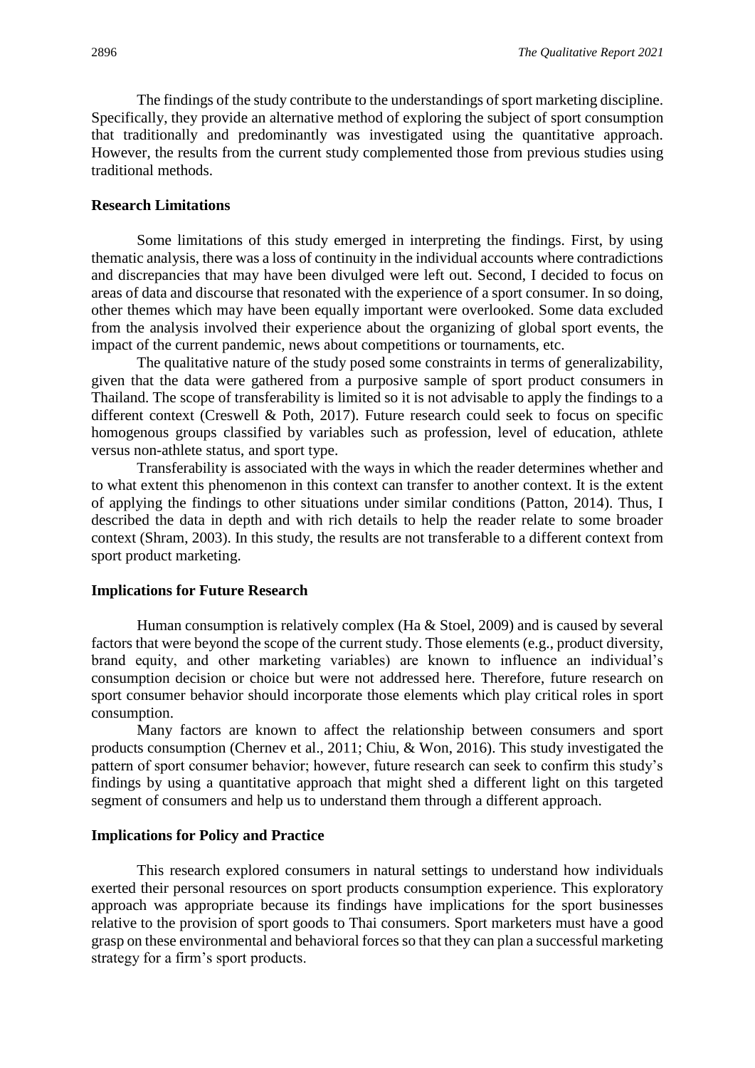The findings of the study contribute to the understandings of sport marketing discipline. Specifically, they provide an alternative method of exploring the subject of sport consumption that traditionally and predominantly was investigated using the quantitative approach. However, the results from the current study complemented those from previous studies using traditional methods.

### Research Limitations

Some limitations of this study emerged in interpreting the findings. First, by using thematic analysis, there was a loss of continuity in the individual accounts where contradictions and discrepancies that may have been divulged were left out. Second, I decided to focus on areas of data and discourse that resonated with the experience of a sport consumer. In so doing, other themes which may have been equally important were overlooked. Some data excluded from the analysis involved their experience about the organizing of global sport events, the impact of the current pandemic, news about competitions or tournaments, etc.

The qualitative nature of the study posed some constraints in terms of generalizability, given that the data were gathered from a purposive sample of sport product consumers in Thailand. The scope of transferability is limited so it is not advisable to apply the findings to a different context (Creswell & Poth, 2017). Future research could seek to focus on specific homogenous groups classified by variables such as profession, level of education, athlete versus non-athlete status, and sport type.

Transferability is associated with the ways in which the reader determines whether and to what extent this phenomenon in this context can transfer to another context. It is the extent of applying the findings to other situations under similar conditions (Patton, 2014). Thus, I described the data in depth and with rich details to help the reader relate to some broader context (Shram, 2003). In this study, the results are not transferable to a different context from sport product marketing.

### Implications for Future Research

Human consumption is relatively complex (Ha & Stoel, 2009) and is caused by several factors that were beyond the scope of the current study. Those elements (e.g., product diversity, brand equity, and other marketing variables) are known to influence an individual's consumption decision or choice but were not addressed here. Therefore, future research on sport consumer behavior should incorporate those elements which play critical roles in sport consumption.

Many factors are known to affect the relationship between consumers and sport products consumption (Chernev et al., 2011; Chiu, & Won, 2016). This study investigated the pattern of sport consumer behavior; however, future research can seek to confirm this study's findings by using a quantitative approach that might shed a different light on this targeted segment of consumers and help us to understand them through a different approach.

### Implications for Policy and Practice

This research explored consumers in natural settings to understand how individuals exerted their personal resources on sport products consumption experience. This exploratory approach was appropriate because its findings have implications for the sport businesses relative to the provision of sport goods to Thai consumers. Sport marketers must have a good grasp on these environmental and behavioral forces so that they can plan a successful marketing strategy for a firm's sport products.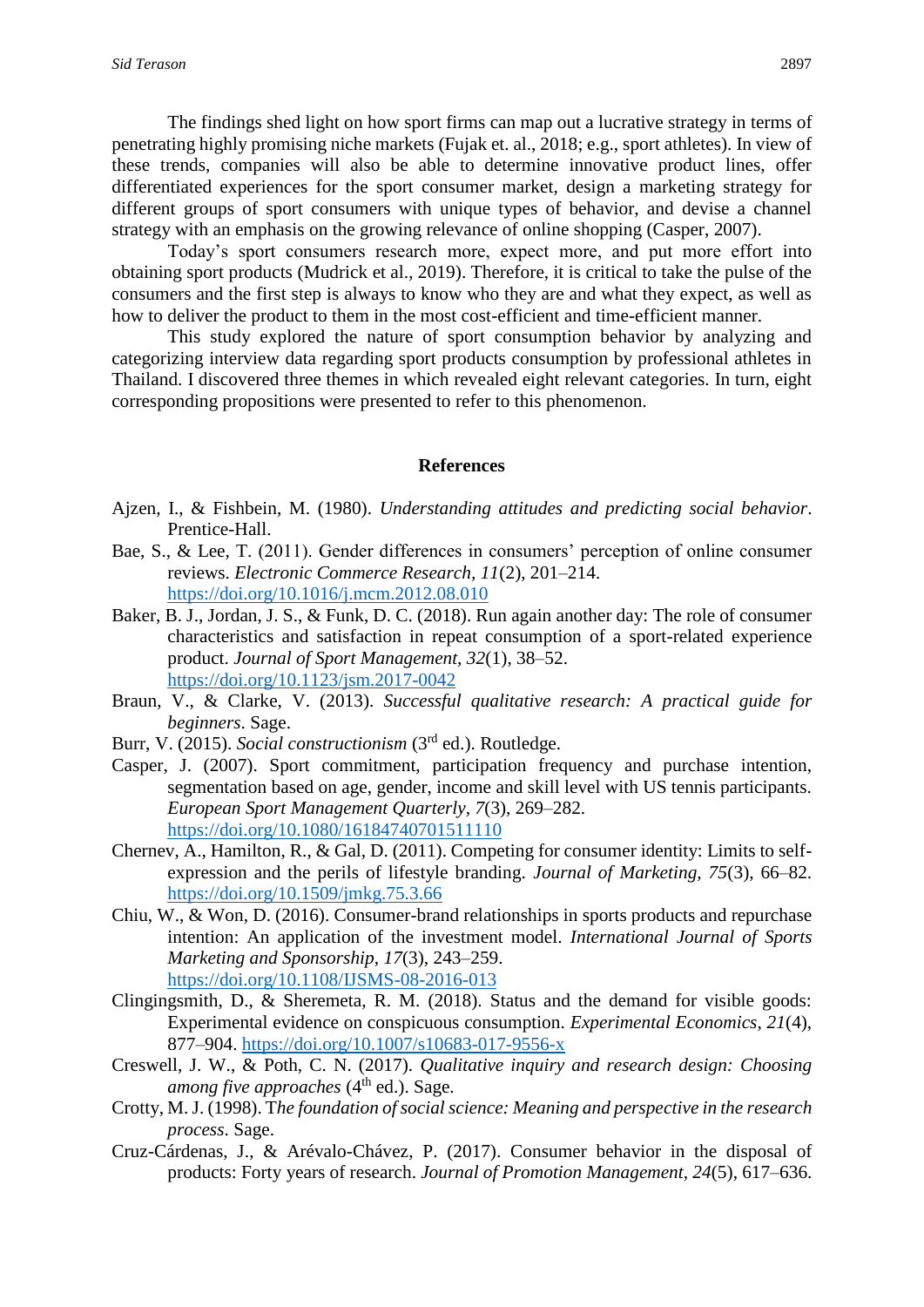The findings shed light on how sport firms can map out a lucrative strategy in terms of penetrating highly promising niche markets (Fujak et. al., 2018; e.g., sport athletes). In view of these trends, companies will also be able to determine innovative product lines, offer differentiated experiences for the sport consumer market, design a marketing strategy for different groups of sport consumers with unique types of behavior, and devise a channel strategy with an emphasis on the growing relevance of online shopping (Casper, 2007).

Today's sport consumers research more, expect more, and put more effort into obtaining sport products (Mudrick et al., 2019). Therefore, it is critical to take the pulse of the consumers and the first step is always to know who they are and what they expect, as well as how to deliver the product to them in the most cost-efficient and time-efficient manner.

This study explored the nature of sport consumption behavior by analyzing and categorizing interview data regarding sport products consumption by professional athletes in Thailand. I discovered three themes in which revealed eight relevant categories. In turn, eight corresponding propositions were presented to refer to this phenomenon.

## References

Ajzen, I., & Fishbein, M. (1980). *Understanding attitudes and predicting social behavior*. Prentice-Hall.

Bae, S., & Lee, T. (2011). Gender differences in consumers' perception of online consumer reviews. *Electronic Commerce Research, 11*(2), 201–214. https://doi.org/10.1016/j.mcm.2012.08.010

Baker, B. J., Jordan, J. S., & Funk, D. C. (2018). Run again another day: The role of consumer characteristics and satisfaction in repeat consumption of a sport-related experience product. *Journal of Sport Management, 32*(1), 38–52. https://doi.org/10.1123/jsm.2017-0042

Braun, V., & Clarke, V. (2013). *Successful qualitative research: A practical guide for beginners*. Sage.

Burr, V. (2015). *Social constructionism* (3rd ed.). Routledge.

Casper, J. (2007). Sport commitment, participation frequency and purchase intention, segmentation based on age, gender, income and skill level with US tennis participants. *European Sport Management Quarterly, 7*(3), 269–282. https://doi.org/10.1080/16184740701511110

Chernev, A., Hamilton, R., & Gal, D. (2011). Competing for consumer identity: Limits to self-expression and the perils of lifestyle branding. *Journal of Marketing, 75*(3), 66–82. https://doi.org/10.1509/jmkg.75.3.66

Chiu, W., & Won, D. (2016). Consumer-brand relationships in sports products and repurchase intention: An application of the investment model. *International Journal of Sports Marketing and Sponsorship, 17*(3), 243–259. https://doi.org/10.1108/IJSMS-08-2016-013

Clingingsmith, D., & Sheremeta, R. M. (2018). Status and the demand for visible goods: Experimental evidence on conspicuous consumption. *Experimental Economics, 21*(4), 877–904. https://doi.org/10.1007/s10683-017-9556-x

Creswell, J. W., & Poth, C. N. (2017). *Qualitative inquiry and research design: Choosing among five approaches* (4th ed.). Sage.

Crotty, M. J. (1998). T*he foundation of social science: Meaning and perspective in the research process*. Sage.

Cruz-Cárdenas, J., & Arévalo-Chávez, P. (2017). Consumer behavior in the disposal of products: Forty years of research. *Journal of Promotion Management, 24*(5), 617–636.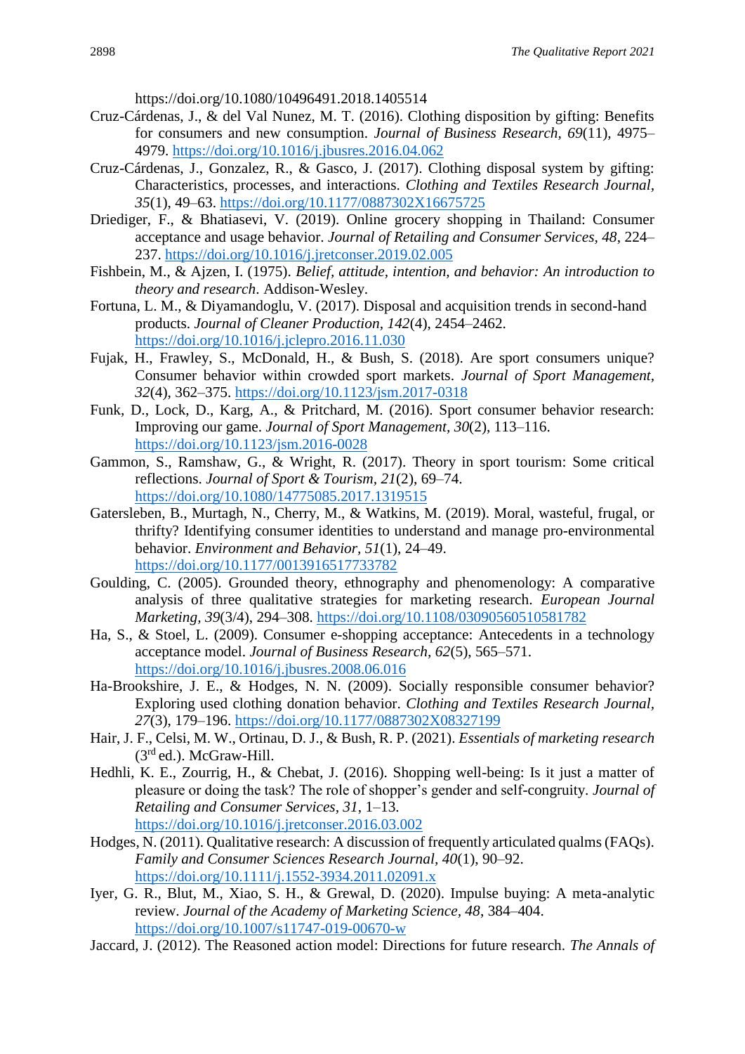https://doi.org/10.1080/10496491.2018.1405514

Cruz-Cárdenas, J., & del Val Nunez, M. T. (2016). Clothing disposition by gifting: Benefits for consumers and new consumption. *Journal of Business Research*, *69*(11), 4975–4979. https://doi.org/10.1016/j.jbusres.2016.04.062

Cruz-Cárdenas, J., Gonzalez, R., & Gasco, J. (2017). Clothing disposal system by gifting: Characteristics, processes, and interactions. *Clothing and Textiles Research Journal*, *35*(1), 49–63. https://doi.org/10.1177/0887302X16675725

Driediger, F., & Bhatiasevi, V. (2019). Online grocery shopping in Thailand: Consumer acceptance and usage behavior. *Journal of Retailing and Consumer Services*, *48*, 224–237. https://doi.org/10.1016/j.jretconser.2019.02.005

Fishbein, M., & Ajzen, I. (1975). *Belief, attitude, intention, and behavior: An introduction to theory and research*. Addison-Wesley.

Fortuna, L. M., & Diyamandoglu, V. (2017). Disposal and acquisition trends in second-hand products. *Journal of Cleaner Production*, *142*(4), 2454–2462. https://doi.org/10.1016/j.jclepro.2016.11.030

Fujak, H., Frawley, S., McDonald, H., & Bush, S. (2018). Are sport consumers unique? Consumer behavior within crowded sport markets. *Journal of Sport Management*, *32*(4), 362–375. https://doi.org/10.1123/jsm.2017-0318

Funk, D., Lock, D., Karg, A., & Pritchard, M. (2016). Sport consumer behavior research: Improving our game. *Journal of Sport Management*, *30*(2), 113–116. https://doi.org/10.1123/jsm.2016-0028

Gammon, S., Ramshaw, G., & Wright, R. (2017). Theory in sport tourism: Some critical reflections. *Journal of Sport & Tourism*, *21*(2), 69–74. https://doi.org/10.1080/14775085.2017.1319515

Gatersleben, B., Murtagh, N., Cherry, M., & Watkins, M. (2019). Moral, wasteful, frugal, or thrifty? Identifying consumer identities to understand and manage pro-environmental behavior. *Environment and Behavior*, *51*(1), 24–49. https://doi.org/10.1177/0013916517733782

Goulding, C. (2005). Grounded theory, ethnography and phenomenology: A comparative analysis of three qualitative strategies for marketing research. *European Journal Marketing*, *39*(3/4), 294–308. https://doi.org/10.1108/03090560510581782

Ha, S., & Stoel, L. (2009). Consumer e-shopping acceptance: Antecedents in a technology acceptance model. *Journal of Business Research*, *62*(5), 565–571. https://doi.org/10.1016/j.jbusres.2008.06.016

Ha-Brookshire, J. E., & Hodges, N. N. (2009). Socially responsible consumer behavior? Exploring used clothing donation behavior. *Clothing and Textiles Research Journal*, *27*(3), 179–196. https://doi.org/10.1177/0887302X08327199

Hair, J. F., Celsi, M. W., Ortinau, D. J., & Bush, R. P. (2021). *Essentials of marketing research* (3rd ed.). McGraw-Hill.

Hedhli, K. E., Zourrig, H., & Chebat, J. (2016). Shopping well-being: Is it just a matter of pleasure or doing the task? The role of shopper's gender and self-congruity. *Journal of Retailing and Consumer Services*, *31*, 1–13. https://doi.org/10.1016/j.jretconser.2016.03.002

Hodges, N. (2011). Qualitative research: A discussion of frequently articulated qualms (FAQs). *Family and Consumer Sciences Research Journal*, *40*(1), 90–92. https://doi.org/10.1111/j.1552-3934.2011.02091.x

Iyer, G. R., Blut, M., Xiao, S. H., & Grewal, D. (2020). Impulse buying: A meta-analytic review. *Journal of the Academy of Marketing Science*, *48*, 384–404. https://doi.org/10.1007/s11747-019-00670-w

Jaccard, J. (2012). The Reasoned action model: Directions for future research. *The Annals of*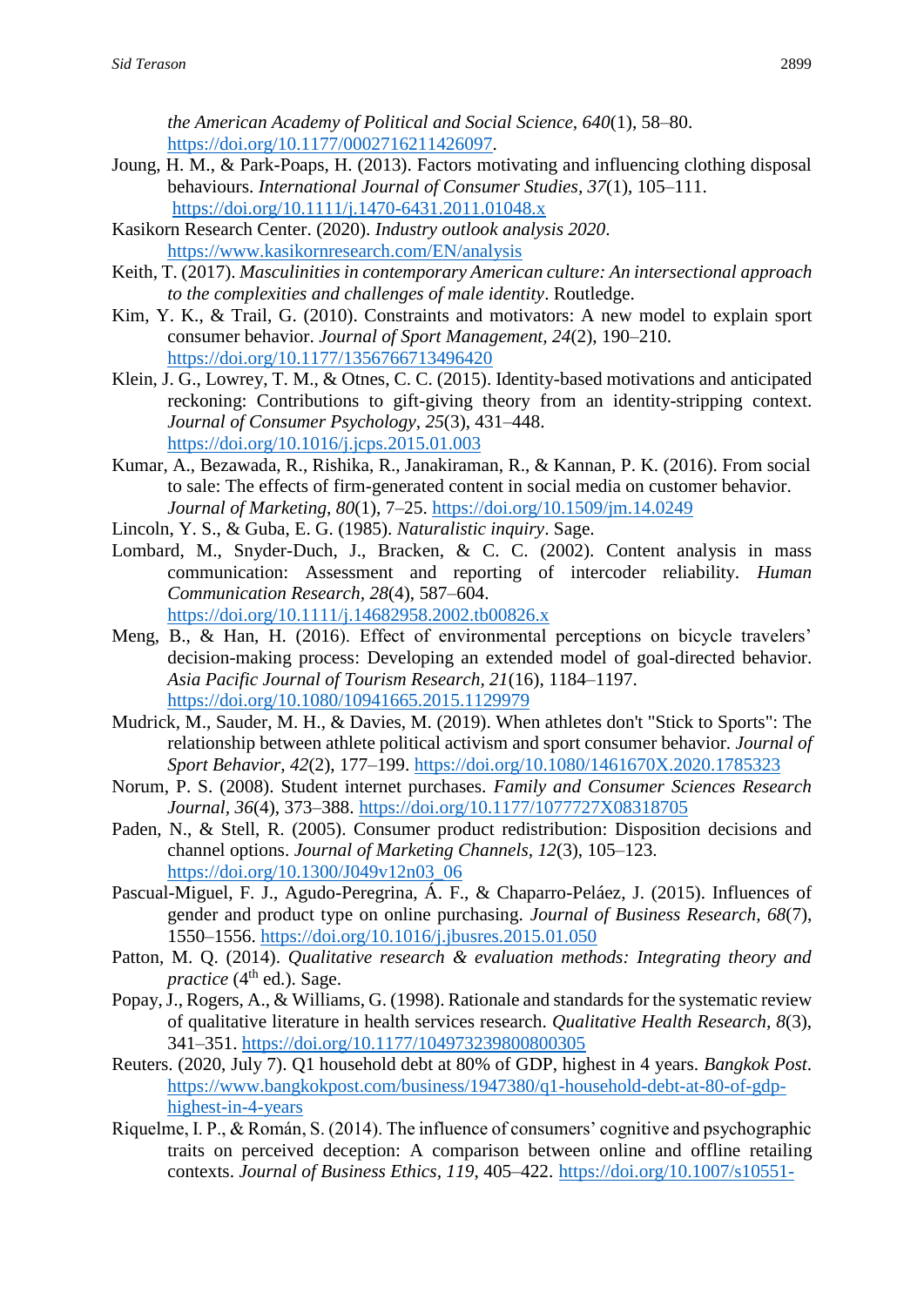the American Academy of Political and Social Science, *640*(1), 58–80. https://doi.org/10.1177/0002716211426097.

Joung, H. M., & Park-Poaps, H. (2013). Factors motivating and influencing clothing disposal behaviours. *International Journal of Consumer Studies, 37*(1), 105–111. https://doi.org/10.1111/j.1470-6431.2011.01048.x

Kasikorn Research Center. (2020). *Industry outlook analysis 2020*. https://www.kasikornresearch.com/EN/analysis

Keith, T. (2017). *Masculinities in contemporary American culture: An intersectional approach to the complexities and challenges of male identity*. Routledge.

Kim, Y. K., & Trail, G. (2010). Constraints and motivators: A new model to explain sport consumer behavior. *Journal of Sport Management, 24*(2), 190–210. https://doi.org/10.1177/1356766713496420

Klein, J. G., Lowrey, T. M., & Otnes, C. C. (2015). Identity-based motivations and anticipated reckoning: Contributions to gift-giving theory from an identity-stripping context. *Journal of Consumer Psychology, 25*(3), 431–448. https://doi.org/10.1016/j.jcps.2015.01.003

Kumar, A., Bezawada, R., Rishika, R., Janakiraman, R., & Kannan, P. K. (2016). From social to sale: The effects of firm-generated content in social media on customer behavior. *Journal of Marketing, 80*(1), 7–25. https://doi.org/10.1509/jm.14.0249

Lincoln, Y. S., & Guba, E. G. (1985). *Naturalistic inquiry*. Sage.

Lombard, M., Snyder-Duch, J., Bracken, & C. C. (2002). Content analysis in mass communication: Assessment and reporting of intercoder reliability. *Human Communication Research, 28*(4), 587–604. https://doi.org/10.1111/j.14682958.2002.tb00826.x

Meng, B., & Han, H. (2016). Effect of environmental perceptions on bicycle travelers' decision-making process: Developing an extended model of goal-directed behavior. *Asia Pacific Journal of Tourism Research, 21*(16), 1184–1197. https://doi.org/10.1080/10941665.2015.1129979

Mudrick, M., Sauder, M. H., & Davies, M. (2019). When athletes don't "Stick to Sports": The relationship between athlete political activism and sport consumer behavior. *Journal of Sport Behavior, 42*(2), 177–199. https://doi.org/10.1080/1461670X.2020.1785323

Norum, P. S. (2008). Student internet purchases. *Family and Consumer Sciences Research Journal, 36*(4), 373–388. https://doi.org/10.1177/1077727X08318705

Paden, N., & Stell, R. (2005). Consumer product redistribution: Disposition decisions and channel options. *Journal of Marketing Channels, 12*(3), 105–123. https://doi.org/10.1300/J049v12n03_06

Pascual-Miguel, F. J., Agudo-Peregrina, Á. F., & Chaparro-Peláez, J. (2015). Influences of gender and product type on online purchasing. *Journal of Business Research, 68*(7), 1550–1556. https://doi.org/10.1016/j.jbusres.2015.01.050

Patton, M. Q. (2014). *Qualitative research & evaluation methods: Integrating theory and practice* (4th ed.). Sage.

Popay, J., Rogers, A., & Williams, G. (1998). Rationale and standards for the systematic review of qualitative literature in health services research. *Qualitative Health Research, 8*(3), 341–351. https://doi.org/10.1177/104973239800800305

Reuters. (2020, July 7). Q1 household debt at 80% of GDP, highest in 4 years. *Bangkok Post*. https://www.bangkokpost.com/business/1947380/q1-household-debt-at-80-of-gdp-highest-in-4-years

Riquelme, I. P., & Román, S. (2014). The influence of consumers' cognitive and psychographic traits on perceived deception: A comparison between online and offline retailing contexts. *Journal of Business Ethics, 119*, 405–422. https://doi.org/10.1007/s10551-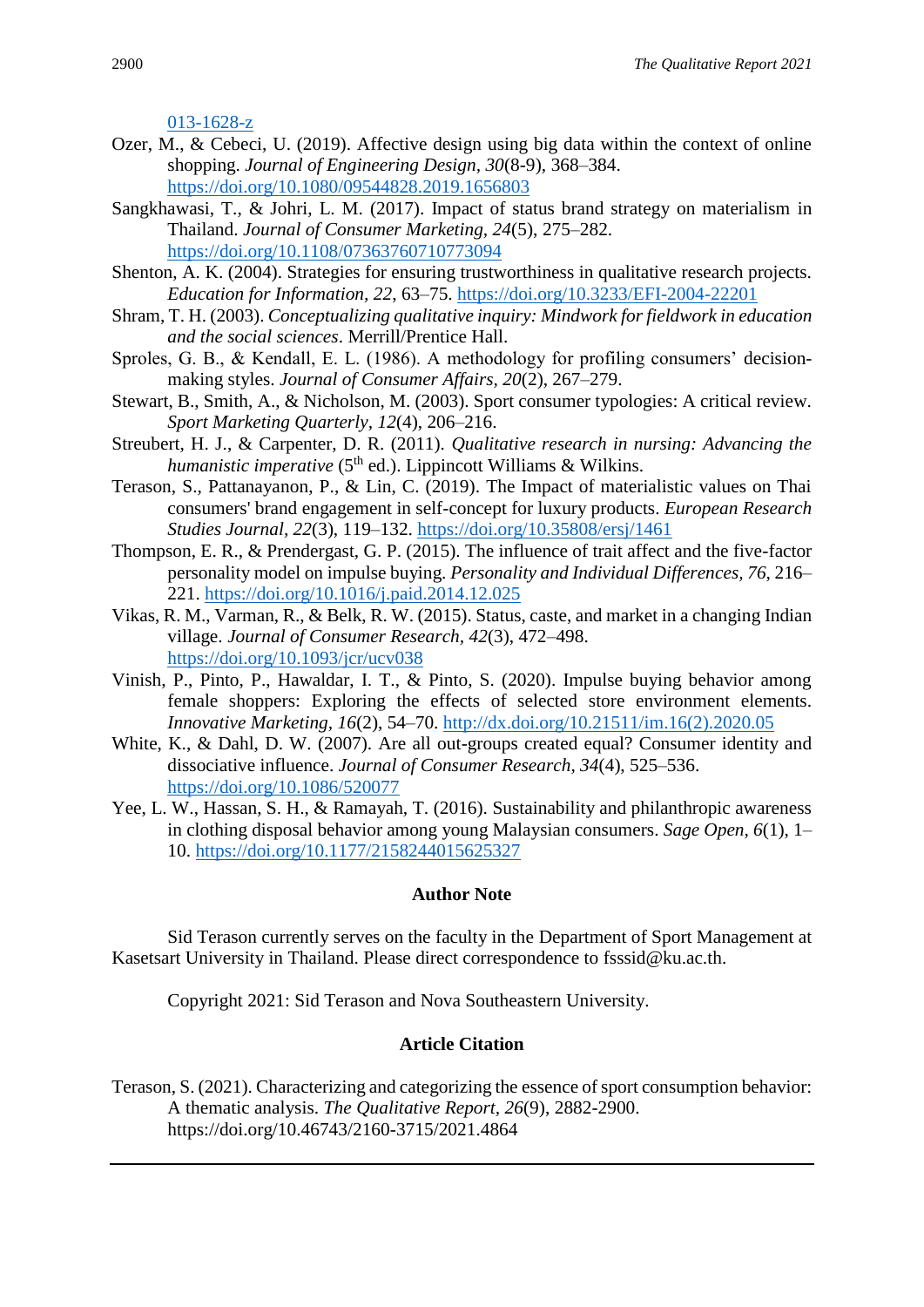013-1628-z

Ozer, M., & Cebeci, U. (2019). Affective design using big data within the context of online shopping. *Journal of Engineering Design*, *30*(8-9), 368–384. https://doi.org/10.1080/09544828.2019.1656803

Sangkhawasi, T., & Johri, L. M. (2017). Impact of status brand strategy on materialism in Thailand. *Journal of Consumer Marketing*, *24*(5), 275–282. https://doi.org/10.1108/07363760710773094

Shenton, A. K. (2004). Strategies for ensuring trustworthiness in qualitative research projects. *Education for Information*, *22*, 63–75. https://doi.org/10.3233/EFI-2004-22201

Shram, T. H. (2003). *Conceptualizing qualitative inquiry: Mindwork for fieldwork in education and the social sciences*. Merrill/Prentice Hall.

Sproles, G. B., & Kendall, E. L. (1986). A methodology for profiling consumers' decision-making styles. *Journal of Consumer Affairs*, *20*(2), 267–279.

Stewart, B., Smith, A., & Nicholson, M. (2003). Sport consumer typologies: A critical review. *Sport Marketing Quarterly*, *12*(4), 206–216.

Streubert, H. J., & Carpenter, D. R. (2011). *Qualitative research in nursing: Advancing the humanistic imperative* (5th ed.). Lippincott Williams & Wilkins.

Terason, S., Pattanayanon, P., & Lin, C. (2019). The Impact of materialistic values on Thai consumers' brand engagement in self-concept for luxury products. *European Research Studies Journal*, *22*(3), 119–132. https://doi.org/10.35808/ersj/1461

Thompson, E. R., & Prendergast, G. P. (2015). The influence of trait affect and the five-factor personality model on impulse buying. *Personality and Individual Differences*, *76*, 216–221. https://doi.org/10.1016/j.paid.2014.12.025

Vikas, R. M., Varman, R., & Belk, R. W. (2015). Status, caste, and market in a changing Indian village. *Journal of Consumer Research*, *42*(3), 472–498. https://doi.org/10.1093/jcr/ucv038

Vinish, P., Pinto, P., Hawaldar, I. T., & Pinto, S. (2020). Impulse buying behavior among female shoppers: Exploring the effects of selected store environment elements. *Innovative Marketing*, *16*(2), 54–70. http://dx.doi.org/10.21511/im.16(2).2020.05

White, K., & Dahl, D. W. (2007). Are all out-groups created equal? Consumer identity and dissociative influence. *Journal of Consumer Research*, *34*(4), 525–536. https://doi.org/10.1086/520077

Yee, L. W., Hassan, S. H., & Ramayah, T. (2016). Sustainability and philanthropic awareness in clothing disposal behavior among young Malaysian consumers. *Sage Open*, *6*(1), 1–10. https://doi.org/10.1177/2158244015625327

## Author Note

Sid Terason currently serves on the faculty in the Department of Sport Management at Kasetsart University in Thailand. Please direct correspondence to fsssid@ku.ac.th.

Copyright 2021: Sid Terason and Nova Southeastern University.

## Article Citation

Terason, S. (2021). Characterizing and categorizing the essence of sport consumption behavior: A thematic analysis. *The Qualitative Report*, *26*(9), 2882-2900. https://doi.org/10.46743/2160-3715/2021.4864